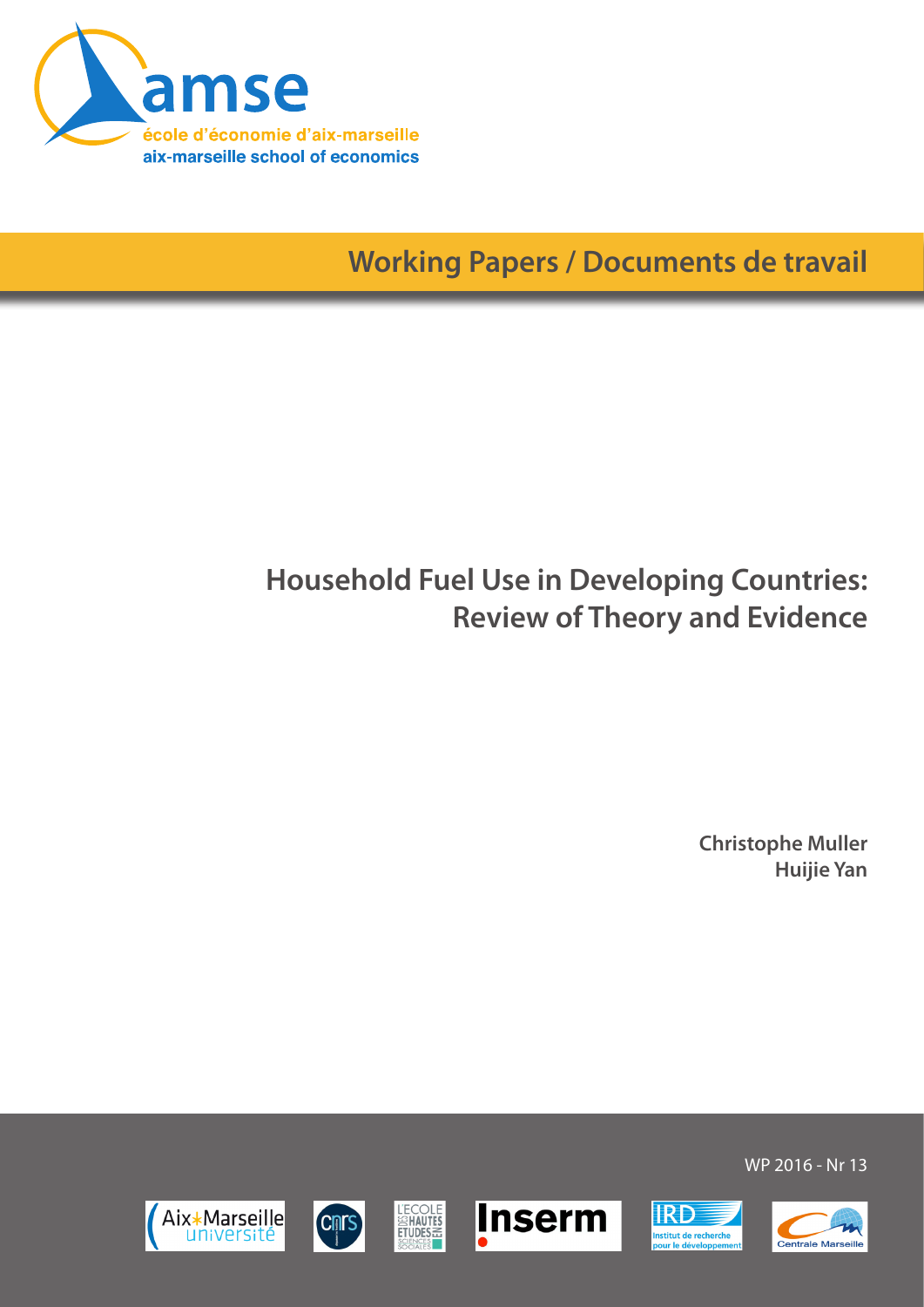amse

école d'économie d'aix-marseille

aix-marseille school of economics

Working Papers / Documents de travail

# Household Fuel Use in Developing Countries: Review of Theory and Evidence

**Christophe Muller**

**Huijie Yan**

WP 2016 - Nr 13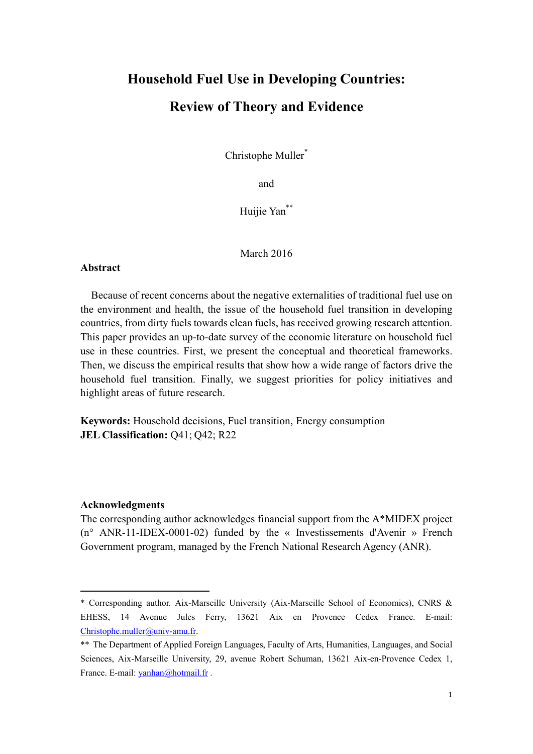# Household Fuel Use in Developing Countries: Review of Theory and Evidence

Christophe Muller[*]

and

Huijie Yan[**]

March 2016

## Abstract

Because of recent concerns about the negative externalities of traditional fuel use on the environment and health, the issue of the household fuel transition in developing countries, from dirty fuels towards clean fuels, has received growing research attention. This paper provides an up-to-date survey of the economic literature on household fuel use in these countries. First, we present the conceptual and theoretical frameworks. Then, we discuss the empirical results that show how a wide range of factors drive the household fuel transition. Finally, we suggest priorities for policy initiatives and highlight areas of future research.

**Keywords:** Household decisions, Fuel transition, Energy consumption
**JEL Classification:** Q41; Q42; R22

## Acknowledgments

The corresponding author acknowledges financial support from the A*MIDEX project (n° ANR-11-IDEX-0001-02) funded by the « Investissements d'Avenir » French Government program, managed by the French National Research Agency (ANR).

---

[*] Corresponding author. Aix-Marseille University (Aix-Marseille School of Economics), CNRS & EHESS, 14 Avenue Jules Ferry, 13621 Aix en Provence Cedex France. E-mail: Christophe.muller@univ-amu.fr.

[**] The Department of Applied Foreign Languages, Faculty of Arts, Humanities, Languages, and Social Sciences, Aix-Marseille University, 29, avenue Robert Schuman, 13621 Aix-en-Provence Cedex 1, France. E-mail: yanhan@hotmail.fr .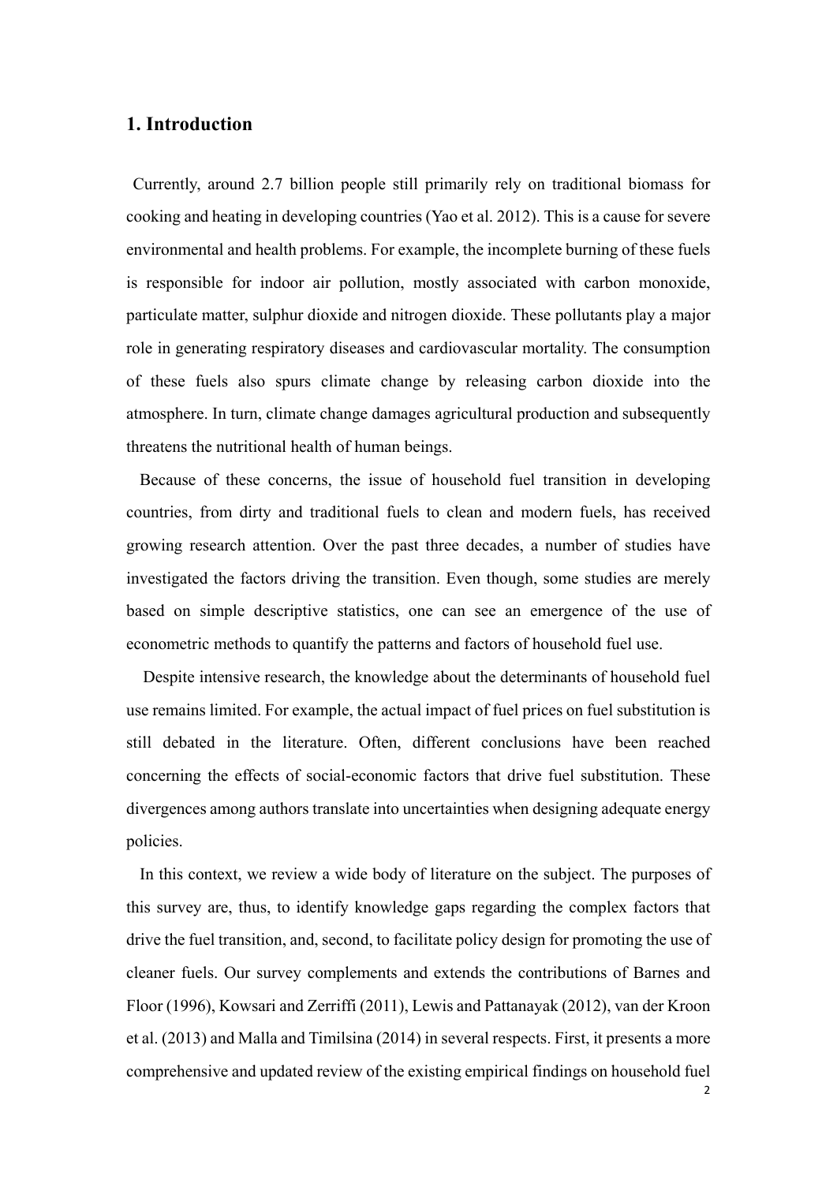## 1. Introduction

Currently, around 2.7 billion people still primarily rely on traditional biomass for cooking and heating in developing countries (Yao et al. 2012). This is a cause for severe environmental and health problems. For example, the incomplete burning of these fuels is responsible for indoor air pollution, mostly associated with carbon monoxide, particulate matter, sulphur dioxide and nitrogen dioxide. These pollutants play a major role in generating respiratory diseases and cardiovascular mortality. The consumption of these fuels also spurs climate change by releasing carbon dioxide into the atmosphere. In turn, climate change damages agricultural production and subsequently threatens the nutritional health of human beings.

Because of these concerns, the issue of household fuel transition in developing countries, from dirty and traditional fuels to clean and modern fuels, has received growing research attention. Over the past three decades, a number of studies have investigated the factors driving the transition. Even though, some studies are merely based on simple descriptive statistics, one can see an emergence of the use of econometric methods to quantify the patterns and factors of household fuel use.

Despite intensive research, the knowledge about the determinants of household fuel use remains limited. For example, the actual impact of fuel prices on fuel substitution is still debated in the literature. Often, different conclusions have been reached concerning the effects of social-economic factors that drive fuel substitution. These divergences among authors translate into uncertainties when designing adequate energy policies.

In this context, we review a wide body of literature on the subject. The purposes of this survey are, thus, to identify knowledge gaps regarding the complex factors that drive the fuel transition, and, second, to facilitate policy design for promoting the use of cleaner fuels. Our survey complements and extends the contributions of Barnes and Floor (1996), Kowsari and Zerriffi (2011), Lewis and Pattanayak (2012), van der Kroon et al. (2013) and Malla and Timilsina (2014) in several respects. First, it presents a more comprehensive and updated review of the existing empirical findings on household fuel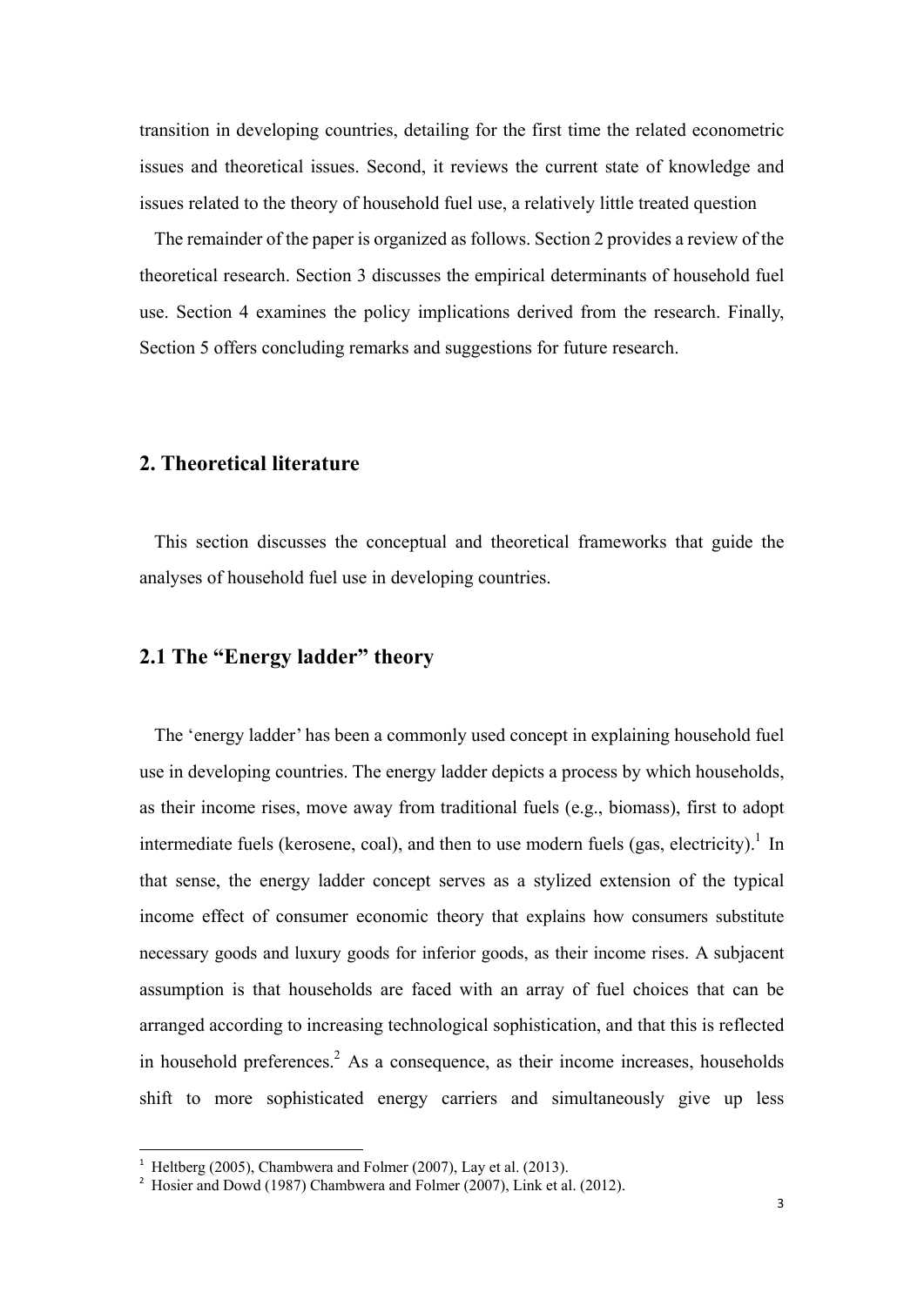transition in developing countries, detailing for the first time the related econometric issues and theoretical issues. Second, it reviews the current state of knowledge and issues related to the theory of household fuel use, a relatively little treated question

The remainder of the paper is organized as follows. Section 2 provides a review of the theoretical research. Section 3 discusses the empirical determinants of household fuel use. Section 4 examines the policy implications derived from the research. Finally, Section 5 offers concluding remarks and suggestions for future research.

## 2. Theoretical literature

This section discusses the conceptual and theoretical frameworks that guide the analyses of household fuel use in developing countries.

## 2.1 The "Energy ladder" theory

The 'energy ladder' has been a commonly used concept in explaining household fuel use in developing countries. The energy ladder depicts a process by which households, as their income rises, move away from traditional fuels (e.g., biomass), first to adopt intermediate fuels (kerosene, coal), and then to use modern fuels (gas, electricity).[1] In that sense, the energy ladder concept serves as a stylized extension of the typical income effect of consumer economic theory that explains how consumers substitute necessary goods and luxury goods for inferior goods, as their income rises. A subjacent assumption is that households are faced with an array of fuel choices that can be arranged according to increasing technological sophistication, and that this is reflected in household preferences.[2] As a consequence, as their income increases, households shift to more sophisticated energy carriers and simultaneously give up less

[1] Heltberg (2005), Chambwera and Folmer (2007), Lay et al. (2013).

[2] Hosier and Dowd (1987) Chambwera and Folmer (2007), Link et al. (2012).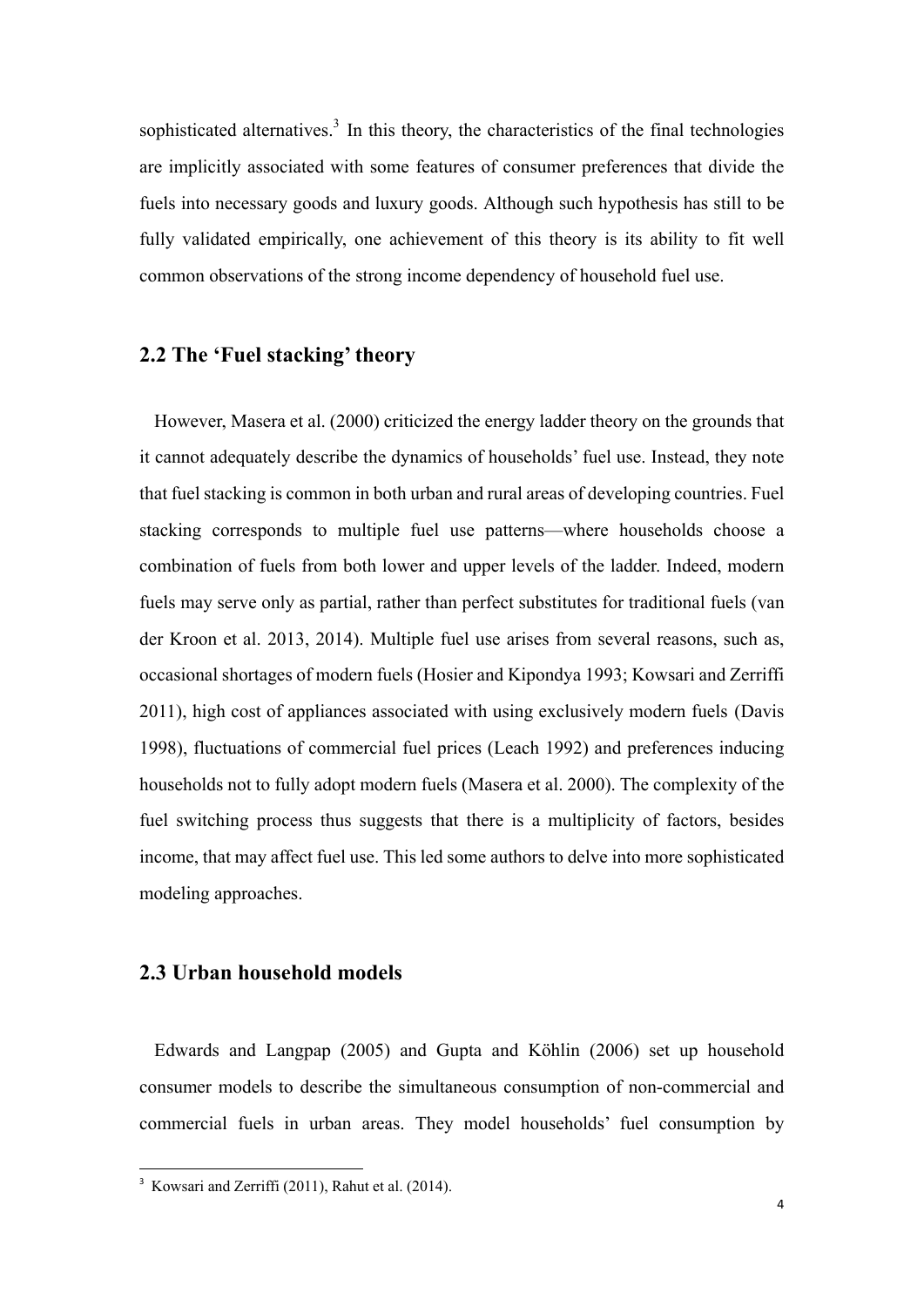sophisticated alternatives.[3] In this theory, the characteristics of the final technologies are implicitly associated with some features of consumer preferences that divide the fuels into necessary goods and luxury goods. Although such hypothesis has still to be fully validated empirically, one achievement of this theory is its ability to fit well common observations of the strong income dependency of household fuel use.

## 2.2 The 'Fuel stacking' theory

However, Masera et al. (2000) criticized the energy ladder theory on the grounds that it cannot adequately describe the dynamics of households' fuel use. Instead, they note that fuel stacking is common in both urban and rural areas of developing countries. Fuel stacking corresponds to multiple fuel use patterns—where households choose a combination of fuels from both lower and upper levels of the ladder. Indeed, modern fuels may serve only as partial, rather than perfect substitutes for traditional fuels (van der Kroon et al. 2013, 2014). Multiple fuel use arises from several reasons, such as, occasional shortages of modern fuels (Hosier and Kipondya 1993; Kowsari and Zerriffi 2011), high cost of appliances associated with using exclusively modern fuels (Davis 1998), fluctuations of commercial fuel prices (Leach 1992) and preferences inducing households not to fully adopt modern fuels (Masera et al. 2000). The complexity of the fuel switching process thus suggests that there is a multiplicity of factors, besides income, that may affect fuel use. This led some authors to delve into more sophisticated modeling approaches.

## 2.3 Urban household models

Edwards and Langpap (2005) and Gupta and Köhlin (2006) set up household consumer models to describe the simultaneous consumption of non-commercial and commercial fuels in urban areas. They model households' fuel consumption by

---

[3] Kowsari and Zerriffi (2011), Rahut et al. (2014).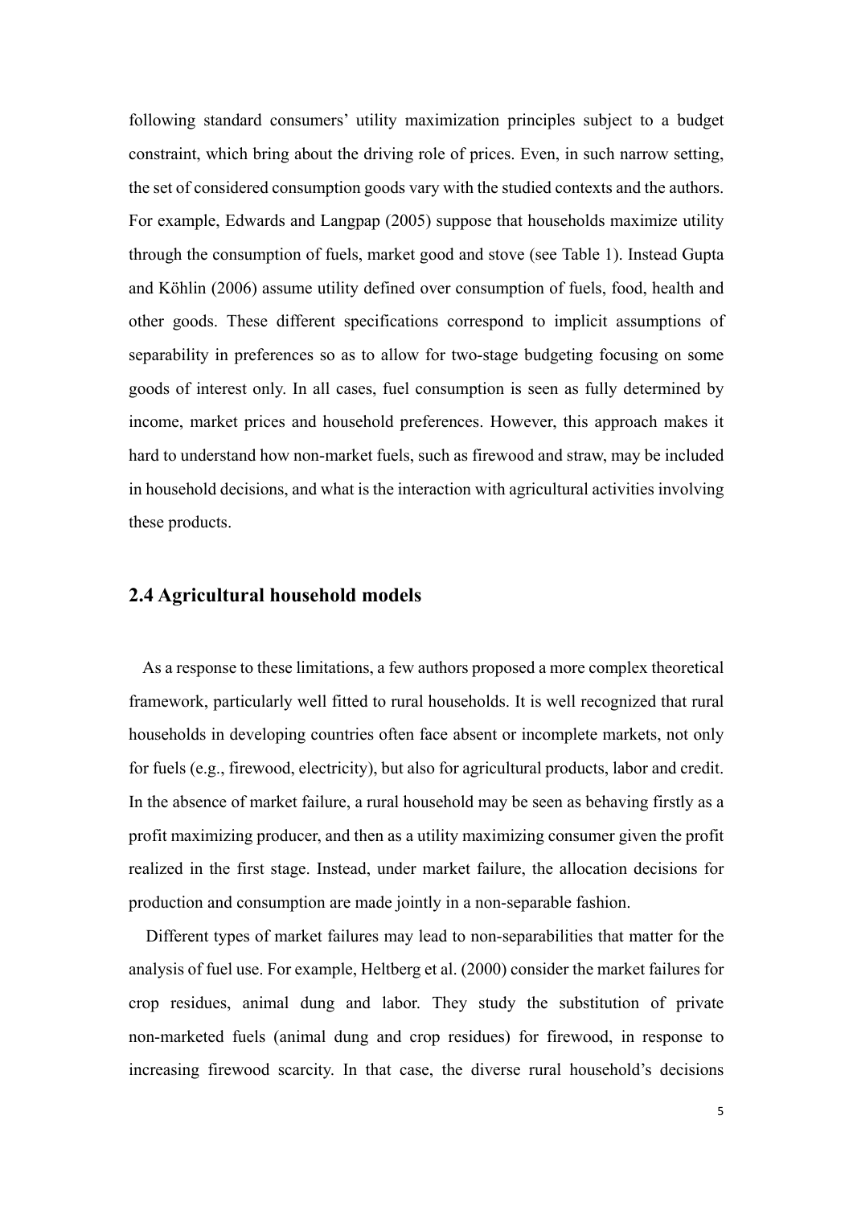following standard consumers' utility maximization principles subject to a budget constraint, which bring about the driving role of prices. Even, in such narrow setting, the set of considered consumption goods vary with the studied contexts and the authors. For example, Edwards and Langpap (2005) suppose that households maximize utility through the consumption of fuels, market good and stove (see Table 1). Instead Gupta and Köhlin (2006) assume utility defined over consumption of fuels, food, health and other goods. These different specifications correspond to implicit assumptions of separability in preferences so as to allow for two-stage budgeting focusing on some goods of interest only. In all cases, fuel consumption is seen as fully determined by income, market prices and household preferences. However, this approach makes it hard to understand how non-market fuels, such as firewood and straw, may be included in household decisions, and what is the interaction with agricultural activities involving these products.

## 2.4 Agricultural household models

As a response to these limitations, a few authors proposed a more complex theoretical framework, particularly well fitted to rural households. It is well recognized that rural households in developing countries often face absent or incomplete markets, not only for fuels (e.g., firewood, electricity), but also for agricultural products, labor and credit. In the absence of market failure, a rural household may be seen as behaving firstly as a profit maximizing producer, and then as a utility maximizing consumer given the profit realized in the first stage. Instead, under market failure, the allocation decisions for production and consumption are made jointly in a non-separable fashion.

Different types of market failures may lead to non-separabilities that matter for the analysis of fuel use. For example, Heltberg et al. (2000) consider the market failures for crop residues, animal dung and labor. They study the substitution of private non-marketed fuels (animal dung and crop residues) for firewood, in response to increasing firewood scarcity. In that case, the diverse rural household's decisions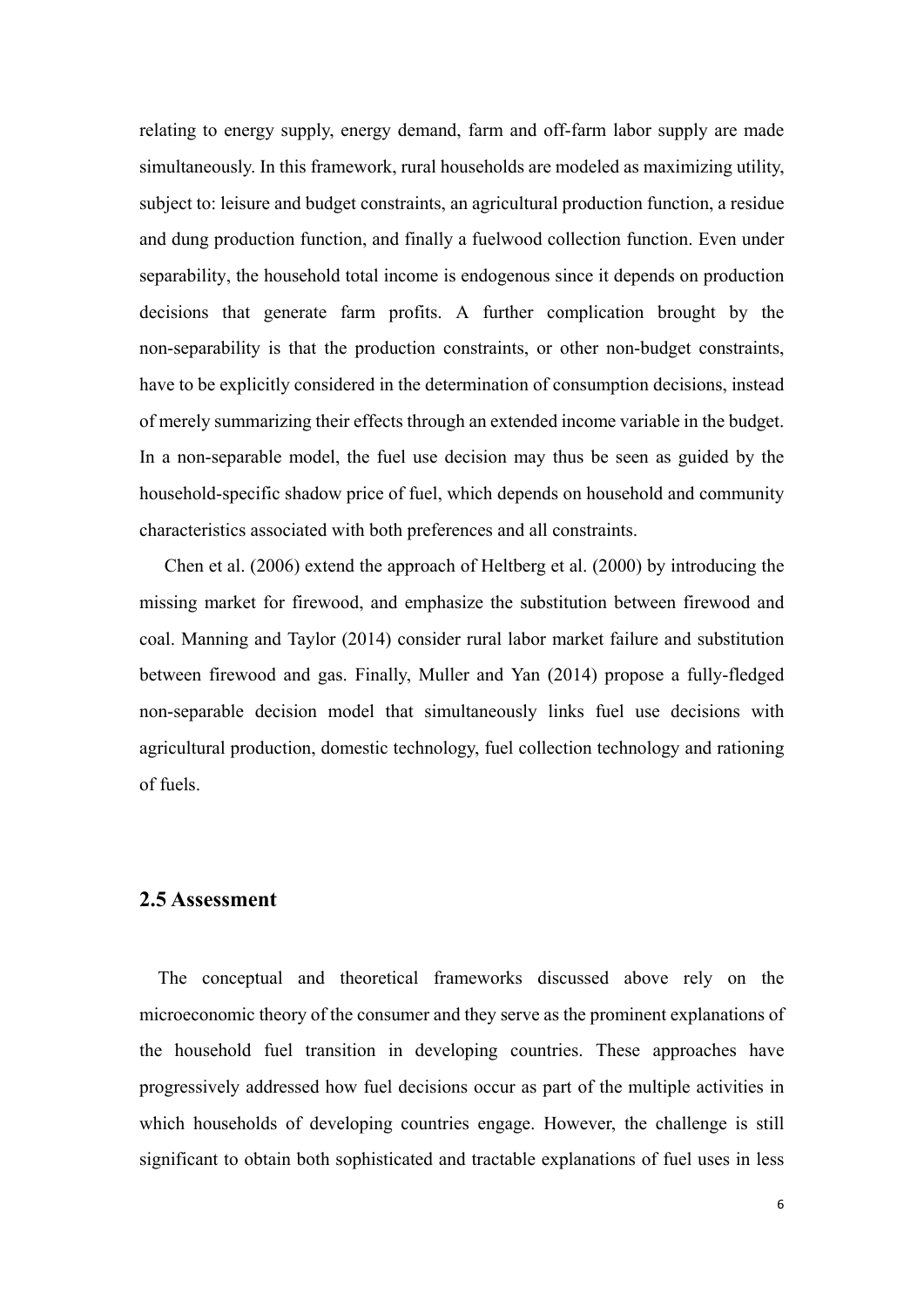relating to energy supply, energy demand, farm and off-farm labor supply are made simultaneously. In this framework, rural households are modeled as maximizing utility, subject to: leisure and budget constraints, an agricultural production function, a residue and dung production function, and finally a fuelwood collection function. Even under separability, the household total income is endogenous since it depends on production decisions that generate farm profits. A further complication brought by the non-separability is that the production constraints, or other non-budget constraints, have to be explicitly considered in the determination of consumption decisions, instead of merely summarizing their effects through an extended income variable in the budget. In a non-separable model, the fuel use decision may thus be seen as guided by the household-specific shadow price of fuel, which depends on household and community characteristics associated with both preferences and all constraints.

Chen et al. (2006) extend the approach of Heltberg et al. (2000) by introducing the missing market for firewood, and emphasize the substitution between firewood and coal. Manning and Taylor (2014) consider rural labor market failure and substitution between firewood and gas. Finally, Muller and Yan (2014) propose a fully-fledged non-separable decision model that simultaneously links fuel use decisions with agricultural production, domestic technology, fuel collection technology and rationing of fuels.

## 2.5 Assessment

The conceptual and theoretical frameworks discussed above rely on the microeconomic theory of the consumer and they serve as the prominent explanations of the household fuel transition in developing countries. These approaches have progressively addressed how fuel decisions occur as part of the multiple activities in which households of developing countries engage. However, the challenge is still significant to obtain both sophisticated and tractable explanations of fuel uses in less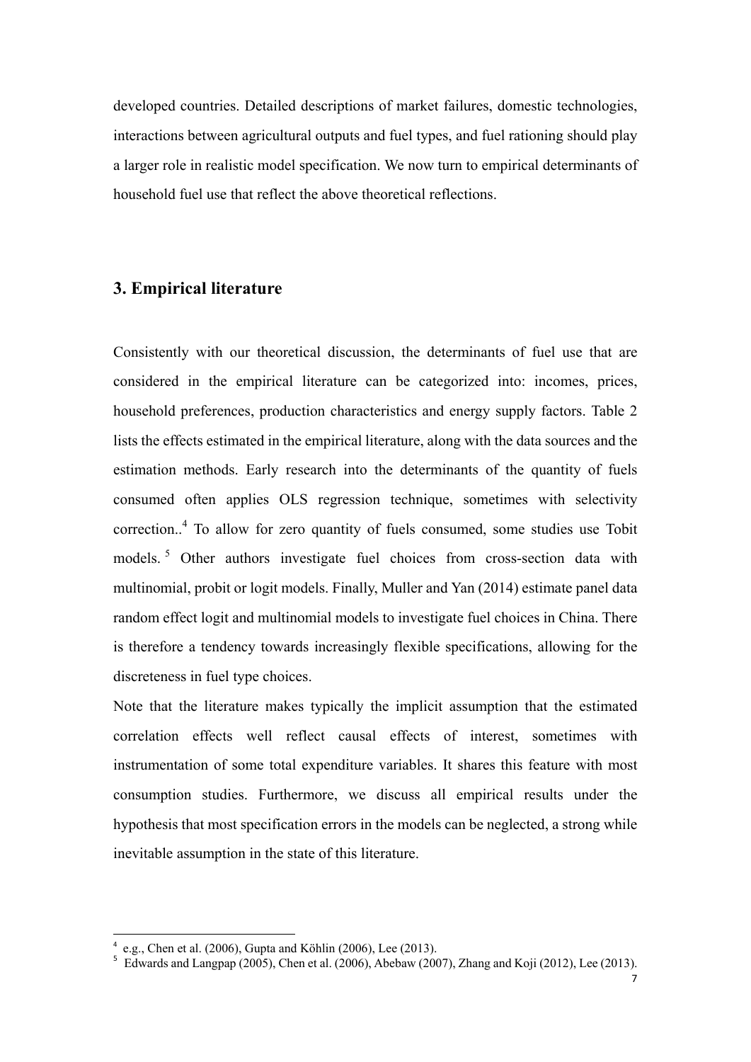developed countries. Detailed descriptions of market failures, domestic technologies, interactions between agricultural outputs and fuel types, and fuel rationing should play a larger role in realistic model specification. We now turn to empirical determinants of household fuel use that reflect the above theoretical reflections.

## 3. Empirical literature

Consistently with our theoretical discussion, the determinants of fuel use that are considered in the empirical literature can be categorized into: incomes, prices, household preferences, production characteristics and energy supply factors. Table 2 lists the effects estimated in the empirical literature, along with the data sources and the estimation methods. Early research into the determinants of the quantity of fuels consumed often applies OLS regression technique, sometimes with selectivity correction..[4] To allow for zero quantity of fuels consumed, some studies use Tobit models.[5] Other authors investigate fuel choices from cross-section data with multinomial, probit or logit models. Finally, Muller and Yan (2014) estimate panel data random effect logit and multinomial models to investigate fuel choices in China. There is therefore a tendency towards increasingly flexible specifications, allowing for the discreteness in fuel type choices.

Note that the literature makes typically the implicit assumption that the estimated correlation effects well reflect causal effects of interest, sometimes with instrumentation of some total expenditure variables. It shares this feature with most consumption studies. Furthermore, we discuss all empirical results under the hypothesis that most specification errors in the models can be neglected, a strong while inevitable assumption in the state of this literature.

[4] e.g., Chen et al. (2006), Gupta and Köhlin (2006), Lee (2013).

[5] Edwards and Langpap (2005), Chen et al. (2006), Abebaw (2007), Zhang and Koji (2012), Lee (2013).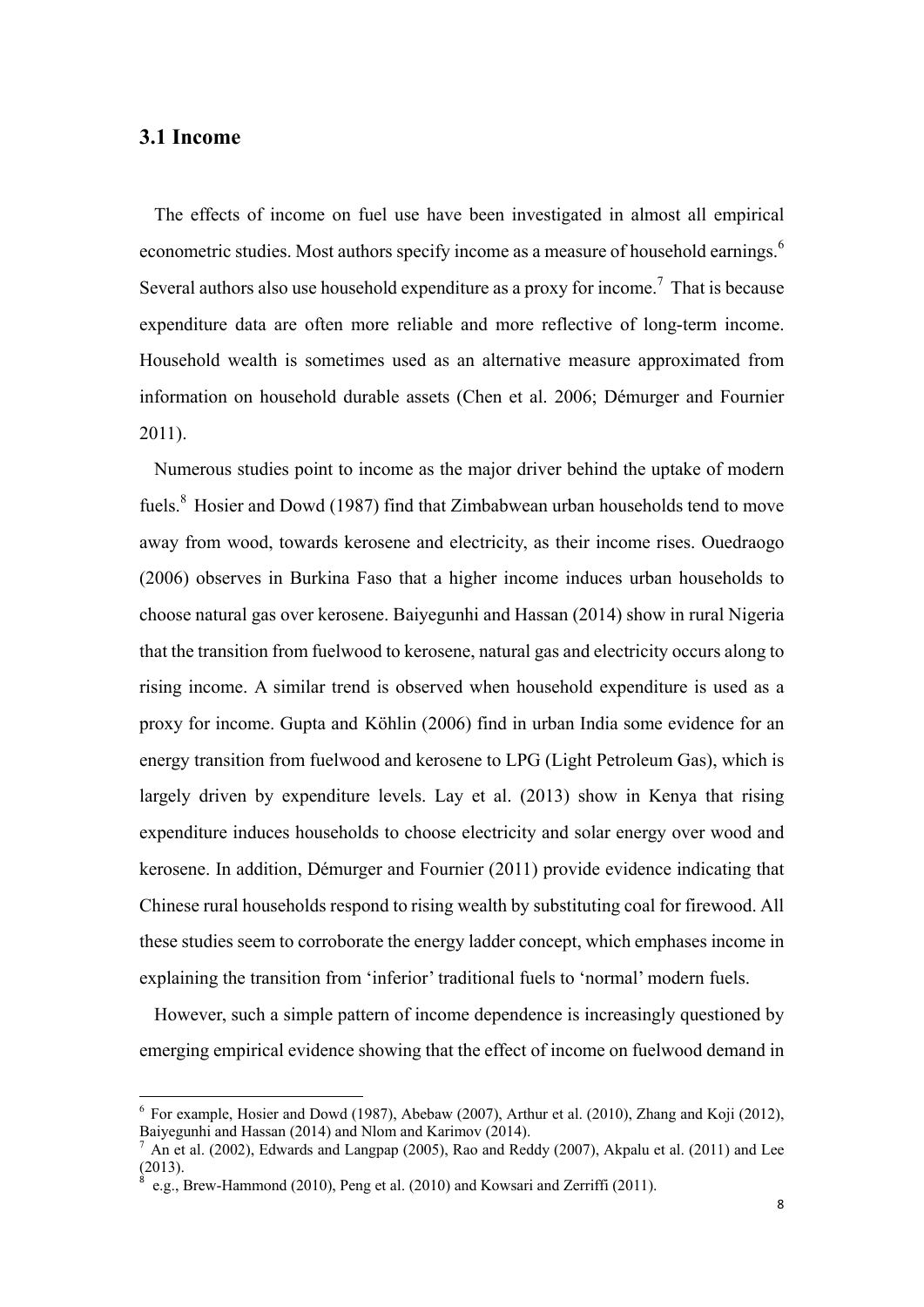### 3.1 Income

The effects of income on fuel use have been investigated in almost all empirical econometric studies. Most authors specify income as a measure of household earnings.[6] Several authors also use household expenditure as a proxy for income.[7] That is because expenditure data are often more reliable and more reflective of long-term income. Household wealth is sometimes used as an alternative measure approximated from information on household durable assets (Chen et al. 2006; Démurger and Fournier 2011).

Numerous studies point to income as the major driver behind the uptake of modern fuels.[8] Hosier and Dowd (1987) find that Zimbabwean urban households tend to move away from wood, towards kerosene and electricity, as their income rises. Ouedraogo (2006) observes in Burkina Faso that a higher income induces urban households to choose natural gas over kerosene. Baiyegunhi and Hassan (2014) show in rural Nigeria that the transition from fuelwood to kerosene, natural gas and electricity occurs along to rising income. A similar trend is observed when household expenditure is used as a proxy for income. Gupta and Köhlin (2006) find in urban India some evidence for an energy transition from fuelwood and kerosene to LPG (Light Petroleum Gas), which is largely driven by expenditure levels. Lay et al. (2013) show in Kenya that rising expenditure induces households to choose electricity and solar energy over wood and kerosene. In addition, Démurger and Fournier (2011) provide evidence indicating that Chinese rural households respond to rising wealth by substituting coal for firewood. All these studies seem to corroborate the energy ladder concept, which emphases income in explaining the transition from 'inferior' traditional fuels to 'normal' modern fuels.

However, such a simple pattern of income dependence is increasingly questioned by emerging empirical evidence showing that the effect of income on fuelwood demand in

---

[6] For example, Hosier and Dowd (1987), Abebaw (2007), Arthur et al. (2010), Zhang and Koji (2012), Baiyegunhi and Hassan (2014) and Nlom and Karimov (2014).

[7] An et al. (2002), Edwards and Langpap (2005), Rao and Reddy (2007), Akpalu et al. (2011) and Lee (2013).

[8] e.g., Brew-Hammond (2010), Peng et al. (2010) and Kowsari and Zerriffi (2011).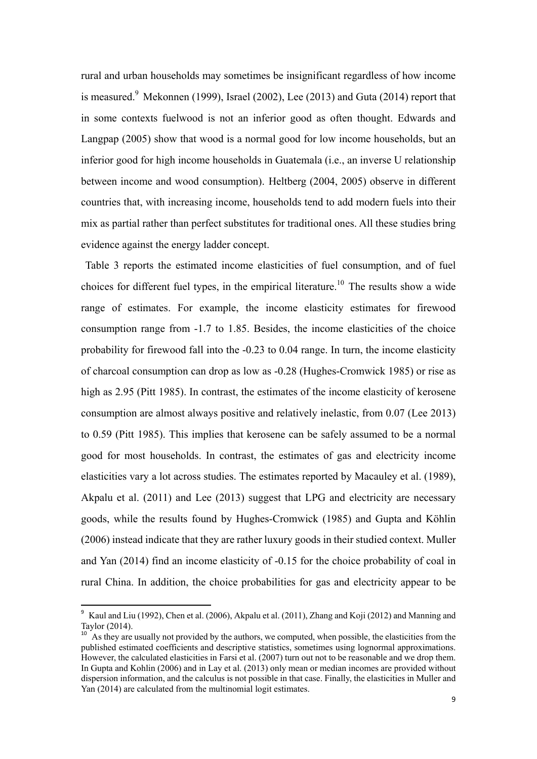rural and urban households may sometimes be insignificant regardless of how income is measured.[9] Mekonnen (1999), Israel (2002), Lee (2013) and Guta (2014) report that in some contexts fuelwood is not an inferior good as often thought. Edwards and Langpap (2005) show that wood is a normal good for low income households, but an inferior good for high income households in Guatemala (i.e., an inverse U relationship between income and wood consumption). Heltberg (2004, 2005) observe in different countries that, with increasing income, households tend to add modern fuels into their mix as partial rather than perfect substitutes for traditional ones. All these studies bring evidence against the energy ladder concept.

Table 3 reports the estimated income elasticities of fuel consumption, and of fuel choices for different fuel types, in the empirical literature.[10] The results show a wide range of estimates. For example, the income elasticity estimates for firewood consumption range from -1.7 to 1.85. Besides, the income elasticities of the choice probability for firewood fall into the -0.23 to 0.04 range. In turn, the income elasticity of charcoal consumption can drop as low as -0.28 (Hughes-Cromwick 1985) or rise as high as 2.95 (Pitt 1985). In contrast, the estimates of the income elasticity of kerosene consumption are almost always positive and relatively inelastic, from 0.07 (Lee 2013) to 0.59 (Pitt 1985). This implies that kerosene can be safely assumed to be a normal good for most households. In contrast, the estimates of gas and electricity income elasticities vary a lot across studies. The estimates reported by Macauley et al. (1989), Akpalu et al. (2011) and Lee (2013) suggest that LPG and electricity are necessary goods, while the results found by Hughes-Cromwick (1985) and Gupta and Köhlin (2006) instead indicate that they are rather luxury goods in their studied context. Muller and Yan (2014) find an income elasticity of -0.15 for the choice probability of coal in rural China. In addition, the choice probabilities for gas and electricity appear to be

[9] Kaul and Liu (1992), Chen et al. (2006), Akpalu et al. (2011), Zhang and Koji (2012) and Manning and Taylor (2014).

[10] As they are usually not provided by the authors, we computed, when possible, the elasticities from the published estimated coefficients and descriptive statistics, sometimes using lognormal approximations. However, the calculated elasticities in Farsi et al. (2007) turn out not to be reasonable and we drop them. In Gupta and Kohlin (2006) and in Lay et al. (2013) only mean or median incomes are provided without dispersion information, and the calculus is not possible in that case. Finally, the elasticities in Muller and Yan (2014) are calculated from the multinomial logit estimates.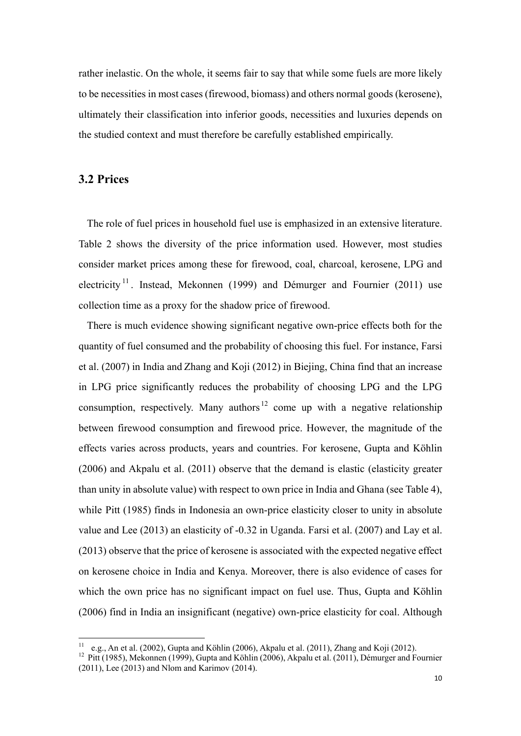rather inelastic. On the whole, it seems fair to say that while some fuels are more likely to be necessities in most cases (firewood, biomass) and others normal goods (kerosene), ultimately their classification into inferior goods, necessities and luxuries depends on the studied context and must therefore be carefully established empirically.

## 3.2 Prices

The role of fuel prices in household fuel use is emphasized in an extensive literature. Table 2 shows the diversity of the price information used. However, most studies consider market prices among these for firewood, coal, charcoal, kerosene, LPG and electricity[11]. Instead, Mekonnen (1999) and Démurger and Fournier (2011) use collection time as a proxy for the shadow price of firewood.

There is much evidence showing significant negative own-price effects both for the quantity of fuel consumed and the probability of choosing this fuel. For instance, Farsi et al. (2007) in India and Zhang and Koji (2012) in Biejing, China find that an increase in LPG price significantly reduces the probability of choosing LPG and the LPG consumption, respectively. Many authors[12] come up with a negative relationship between firewood consumption and firewood price. However, the magnitude of the effects varies across products, years and countries. For kerosene, Gupta and Köhlin (2006) and Akpalu et al. (2011) observe that the demand is elastic (elasticity greater than unity in absolute value) with respect to own price in India and Ghana (see Table 4), while Pitt (1985) finds in Indonesia an own-price elasticity closer to unity in absolute value and Lee (2013) an elasticity of -0.32 in Uganda. Farsi et al. (2007) and Lay et al. (2013) observe that the price of kerosene is associated with the expected negative effect on kerosene choice in India and Kenya. Moreover, there is also evidence of cases for which the own price has no significant impact on fuel use. Thus, Gupta and Köhlin (2006) find in India an insignificant (negative) own-price elasticity for coal. Although

[11] e.g., An et al. (2002), Gupta and Köhlin (2006), Akpalu et al. (2011), Zhang and Koji (2012).

[12] Pitt (1985), Mekonnen (1999), Gupta and Köhlin (2006), Akpalu et al. (2011), Démurger and Fournier (2011), Lee (2013) and Nlom and Karimov (2014).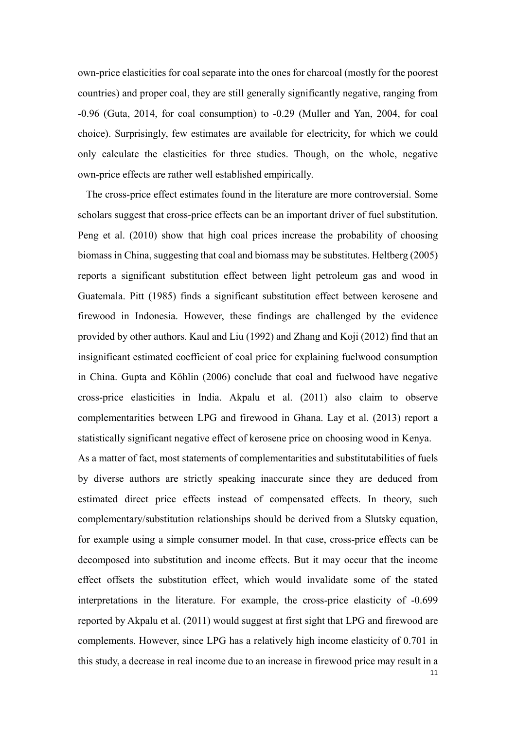own-price elasticities for coal separate into the ones for charcoal (mostly for the poorest countries) and proper coal, they are still generally significantly negative, ranging from -0.96 (Guta, 2014, for coal consumption) to -0.29 (Muller and Yan, 2004, for coal choice). Surprisingly, few estimates are available for electricity, for which we could only calculate the elasticities for three studies. Though, on the whole, negative own-price effects are rather well established empirically.

The cross-price effect estimates found in the literature are more controversial. Some scholars suggest that cross-price effects can be an important driver of fuel substitution. Peng et al. (2010) show that high coal prices increase the probability of choosing biomass in China, suggesting that coal and biomass may be substitutes. Heltberg (2005) reports a significant substitution effect between light petroleum gas and wood in Guatemala. Pitt (1985) finds a significant substitution effect between kerosene and firewood in Indonesia. However, these findings are challenged by the evidence provided by other authors. Kaul and Liu (1992) and Zhang and Koji (2012) find that an insignificant estimated coefficient of coal price for explaining fuelwood consumption in China. Gupta and Köhlin (2006) conclude that coal and fuelwood have negative cross-price elasticities in India. Akpalu et al. (2011) also claim to observe complementarities between LPG and firewood in Ghana. Lay et al. (2013) report a statistically significant negative effect of kerosene price on choosing wood in Kenya.

As a matter of fact, most statements of complementarities and substitutabilities of fuels by diverse authors are strictly speaking inaccurate since they are deduced from estimated direct price effects instead of compensated effects. In theory, such complementary/substitution relationships should be derived from a Slutsky equation, for example using a simple consumer model. In that case, cross-price effects can be decomposed into substitution and income effects. But it may occur that the income effect offsets the substitution effect, which would invalidate some of the stated interpretations in the literature. For example, the cross-price elasticity of -0.699 reported by Akpalu et al. (2011) would suggest at first sight that LPG and firewood are complements. However, since LPG has a relatively high income elasticity of 0.701 in this study, a decrease in real income due to an increase in firewood price may result in a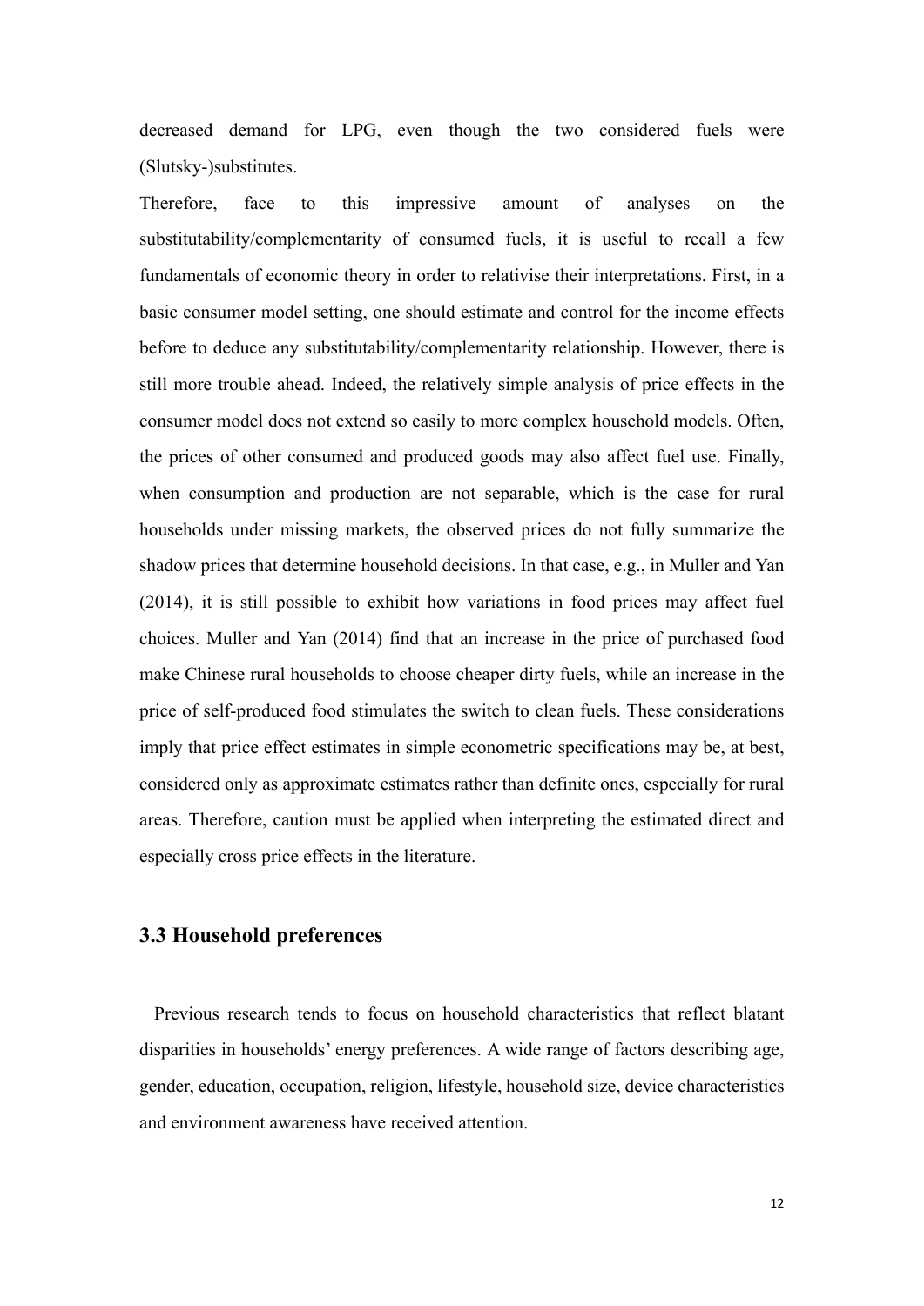decreased demand for LPG, even though the two considered fuels were (Slutsky-)substitutes.

Therefore, face to this impressive amount of analyses on the substitutability/complementarity of consumed fuels, it is useful to recall a few fundamentals of economic theory in order to relativise their interpretations. First, in a basic consumer model setting, one should estimate and control for the income effects before to deduce any substitutability/complementarity relationship. However, there is still more trouble ahead. Indeed, the relatively simple analysis of price effects in the consumer model does not extend so easily to more complex household models. Often, the prices of other consumed and produced goods may also affect fuel use. Finally, when consumption and production are not separable, which is the case for rural households under missing markets, the observed prices do not fully summarize the shadow prices that determine household decisions. In that case, e.g., in Muller and Yan (2014), it is still possible to exhibit how variations in food prices may affect fuel choices. Muller and Yan (2014) find that an increase in the price of purchased food make Chinese rural households to choose cheaper dirty fuels, while an increase in the price of self-produced food stimulates the switch to clean fuels. These considerations imply that price effect estimates in simple econometric specifications may be, at best, considered only as approximate estimates rather than definite ones, especially for rural areas. Therefore, caution must be applied when interpreting the estimated direct and especially cross price effects in the literature.

### 3.3 Household preferences

Previous research tends to focus on household characteristics that reflect blatant disparities in households' energy preferences. A wide range of factors describing age, gender, education, occupation, religion, lifestyle, household size, device characteristics and environment awareness have received attention.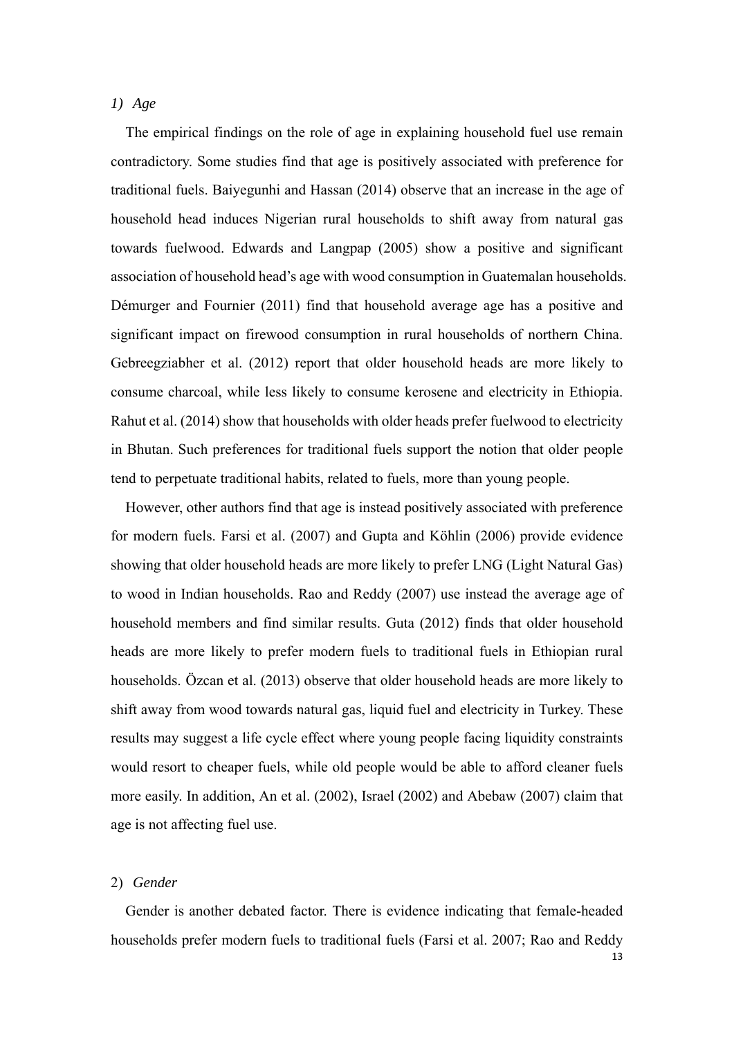*1) Age*

The empirical findings on the role of age in explaining household fuel use remain contradictory. Some studies find that age is positively associated with preference for traditional fuels. Baiyegunhi and Hassan (2014) observe that an increase in the age of household head induces Nigerian rural households to shift away from natural gas towards fuelwood. Edwards and Langpap (2005) show a positive and significant association of household head's age with wood consumption in Guatemalan households. Démurger and Fournier (2011) find that household average age has a positive and significant impact on firewood consumption in rural households of northern China. Gebreegziabher et al. (2012) report that older household heads are more likely to consume charcoal, while less likely to consume kerosene and electricity in Ethiopia. Rahut et al. (2014) show that households with older heads prefer fuelwood to electricity in Bhutan. Such preferences for traditional fuels support the notion that older people tend to perpetuate traditional habits, related to fuels, more than young people.

However, other authors find that age is instead positively associated with preference for modern fuels. Farsi et al. (2007) and Gupta and Köhlin (2006) provide evidence showing that older household heads are more likely to prefer LNG (Light Natural Gas) to wood in Indian households. Rao and Reddy (2007) use instead the average age of household members and find similar results. Guta (2012) finds that older household heads are more likely to prefer modern fuels to traditional fuels in Ethiopian rural households. Özcan et al. (2013) observe that older household heads are more likely to shift away from wood towards natural gas, liquid fuel and electricity in Turkey. These results may suggest a life cycle effect where young people facing liquidity constraints would resort to cheaper fuels, while old people would be able to afford cleaner fuels more easily. In addition, An et al. (2002), Israel (2002) and Abebaw (2007) claim that age is not affecting fuel use.

2) *Gender*

Gender is another debated factor. There is evidence indicating that female-headed households prefer modern fuels to traditional fuels (Farsi et al. 2007; Rao and Reddy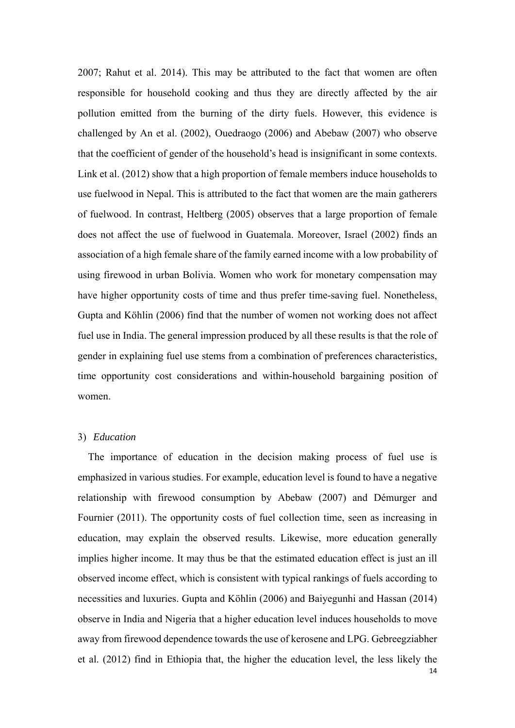2007; Rahut et al. 2014). This may be attributed to the fact that women are often responsible for household cooking and thus they are directly affected by the air pollution emitted from the burning of the dirty fuels. However, this evidence is challenged by An et al. (2002), Ouedraogo (2006) and Abebaw (2007) who observe that the coefficient of gender of the household's head is insignificant in some contexts. Link et al. (2012) show that a high proportion of female members induce households to use fuelwood in Nepal. This is attributed to the fact that women are the main gatherers of fuelwood. In contrast, Heltberg (2005) observes that a large proportion of female does not affect the use of fuelwood in Guatemala. Moreover, Israel (2002) finds an association of a high female share of the family earned income with a low probability of using firewood in urban Bolivia. Women who work for monetary compensation may have higher opportunity costs of time and thus prefer time-saving fuel. Nonetheless, Gupta and Köhlin (2006) find that the number of women not working does not affect fuel use in India. The general impression produced by all these results is that the role of gender in explaining fuel use stems from a combination of preferences characteristics, time opportunity cost considerations and within-household bargaining position of women.

3) *Education*

The importance of education in the decision making process of fuel use is emphasized in various studies. For example, education level is found to have a negative relationship with firewood consumption by Abebaw (2007) and Démurger and Fournier (2011). The opportunity costs of fuel collection time, seen as increasing in education, may explain the observed results. Likewise, more education generally implies higher income. It may thus be that the estimated education effect is just an ill observed income effect, which is consistent with typical rankings of fuels according to necessities and luxuries. Gupta and Köhlin (2006) and Baiyegunhi and Hassan (2014) observe in India and Nigeria that a higher education level induces households to move away from firewood dependence towards the use of kerosene and LPG. Gebreegziabher et al. (2012) find in Ethiopia that, the higher the education level, the less likely the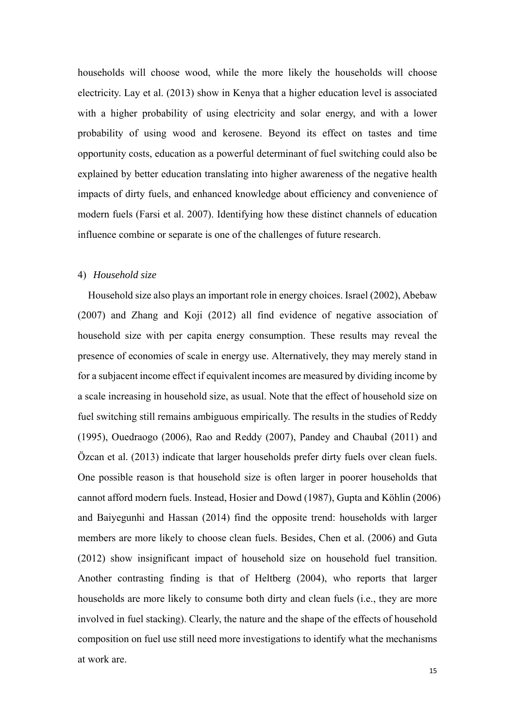households will choose wood, while the more likely the households will choose electricity. Lay et al. (2013) show in Kenya that a higher education level is associated with a higher probability of using electricity and solar energy, and with a lower probability of using wood and kerosene. Beyond its effect on tastes and time opportunity costs, education as a powerful determinant of fuel switching could also be explained by better education translating into higher awareness of the negative health impacts of dirty fuels, and enhanced knowledge about efficiency and convenience of modern fuels (Farsi et al. 2007). Identifying how these distinct channels of education influence combine or separate is one of the challenges of future research.

4) *Household size*

Household size also plays an important role in energy choices. Israel (2002), Abebaw (2007) and Zhang and Koji (2012) all find evidence of negative association of household size with per capita energy consumption. These results may reveal the presence of economies of scale in energy use. Alternatively, they may merely stand in for a subjacent income effect if equivalent incomes are measured by dividing income by a scale increasing in household size, as usual. Note that the effect of household size on fuel switching still remains ambiguous empirically. The results in the studies of Reddy (1995), Ouedraogo (2006), Rao and Reddy (2007), Pandey and Chaubal (2011) and Özcan et al. (2013) indicate that larger households prefer dirty fuels over clean fuels. One possible reason is that household size is often larger in poorer households that cannot afford modern fuels. Instead, Hosier and Dowd (1987), Gupta and Köhlin (2006) and Baiyegunhi and Hassan (2014) find the opposite trend: households with larger members are more likely to choose clean fuels. Besides, Chen et al. (2006) and Guta (2012) show insignificant impact of household size on household fuel transition. Another contrasting finding is that of Heltberg (2004), who reports that larger households are more likely to consume both dirty and clean fuels (i.e., they are more involved in fuel stacking). Clearly, the nature and the shape of the effects of household composition on fuel use still need more investigations to identify what the mechanisms at work are.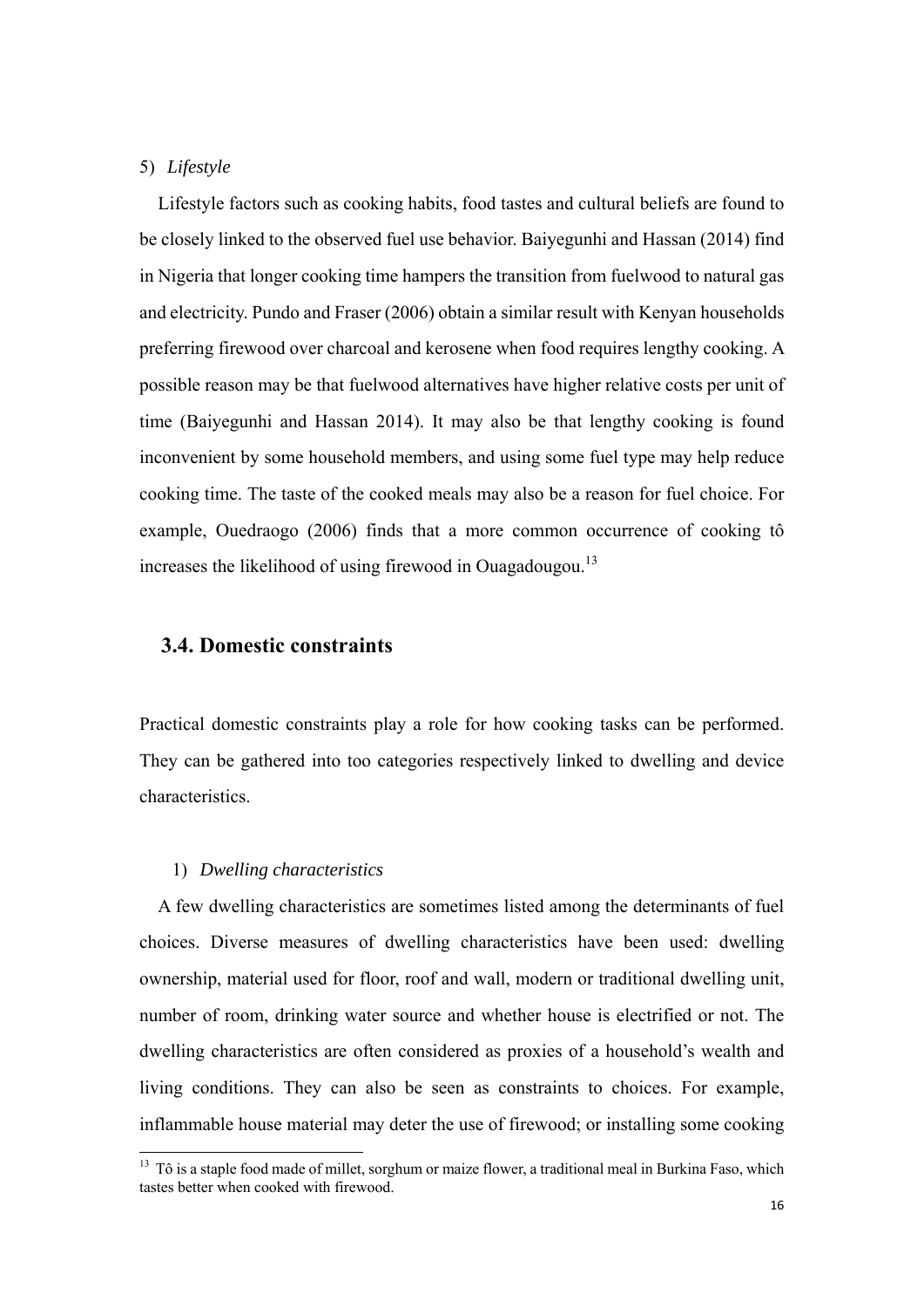5) *Lifestyle*

Lifestyle factors such as cooking habits, food tastes and cultural beliefs are found to be closely linked to the observed fuel use behavior. Baiyegunhi and Hassan (2014) find in Nigeria that longer cooking time hampers the transition from fuelwood to natural gas and electricity. Pundo and Fraser (2006) obtain a similar result with Kenyan households preferring firewood over charcoal and kerosene when food requires lengthy cooking. A possible reason may be that fuelwood alternatives have higher relative costs per unit of time (Baiyegunhi and Hassan 2014). It may also be that lengthy cooking is found inconvenient by some household members, and using some fuel type may help reduce cooking time. The taste of the cooked meals may also be a reason for fuel choice. For example, Ouedraogo (2006) finds that a more common occurrence of cooking tô increases the likelihood of using firewood in Ouagadougou.[13]

## 3.4. Domestic constraints

Practical domestic constraints play a role for how cooking tasks can be performed. They can be gathered into too categories respectively linked to dwelling and device characteristics.

1) *Dwelling characteristics*

A few dwelling characteristics are sometimes listed among the determinants of fuel choices. Diverse measures of dwelling characteristics have been used: dwelling ownership, material used for floor, roof and wall, modern or traditional dwelling unit, number of room, drinking water source and whether house is electrified or not. The dwelling characteristics are often considered as proxies of a household's wealth and living conditions. They can also be seen as constraints to choices. For example, inflammable house material may deter the use of firewood; or installing some cooking

[13] Tô is a staple food made of millet, sorghum or maize flower, a traditional meal in Burkina Faso, which tastes better when cooked with firewood.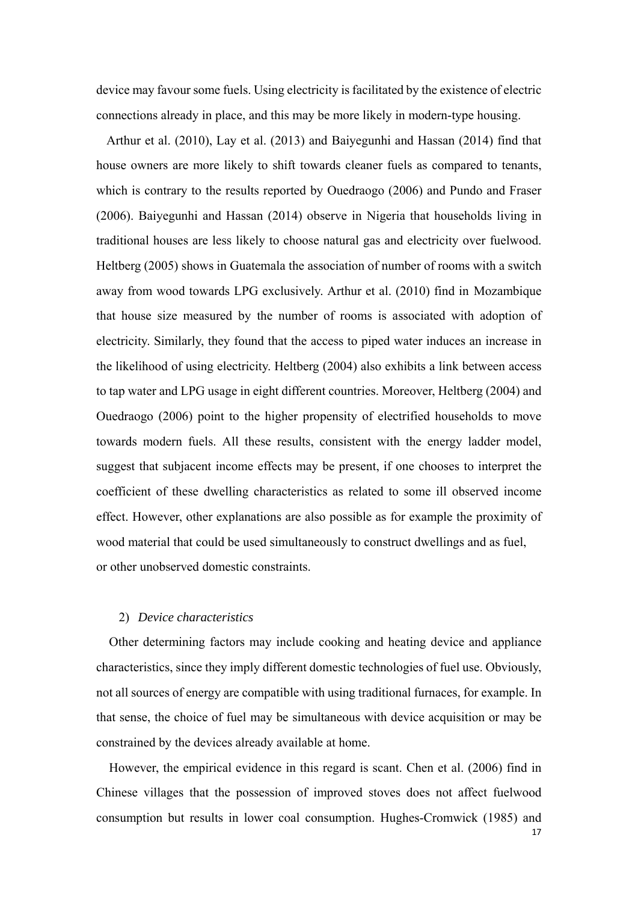device may favour some fuels. Using electricity is facilitated by the existence of electric connections already in place, and this may be more likely in modern-type housing.

Arthur et al. (2010), Lay et al. (2013) and Baiyegunhi and Hassan (2014) find that house owners are more likely to shift towards cleaner fuels as compared to tenants, which is contrary to the results reported by Ouedraogo (2006) and Pundo and Fraser (2006). Baiyegunhi and Hassan (2014) observe in Nigeria that households living in traditional houses are less likely to choose natural gas and electricity over fuelwood. Heltberg (2005) shows in Guatemala the association of number of rooms with a switch away from wood towards LPG exclusively. Arthur et al. (2010) find in Mozambique that house size measured by the number of rooms is associated with adoption of electricity. Similarly, they found that the access to piped water induces an increase in the likelihood of using electricity. Heltberg (2004) also exhibits a link between access to tap water and LPG usage in eight different countries. Moreover, Heltberg (2004) and Ouedraogo (2006) point to the higher propensity of electrified households to move towards modern fuels. All these results, consistent with the energy ladder model, suggest that subjacent income effects may be present, if one chooses to interpret the coefficient of these dwelling characteristics as related to some ill observed income effect. However, other explanations are also possible as for example the proximity of wood material that could be used simultaneously to construct dwellings and as fuel, or other unobserved domestic constraints.

2) *Device characteristics*

Other determining factors may include cooking and heating device and appliance characteristics, since they imply different domestic technologies of fuel use. Obviously, not all sources of energy are compatible with using traditional furnaces, for example. In that sense, the choice of fuel may be simultaneous with device acquisition or may be constrained by the devices already available at home.

However, the empirical evidence in this regard is scant. Chen et al. (2006) find in Chinese villages that the possession of improved stoves does not affect fuelwood consumption but results in lower coal consumption. Hughes-Cromwick (1985) and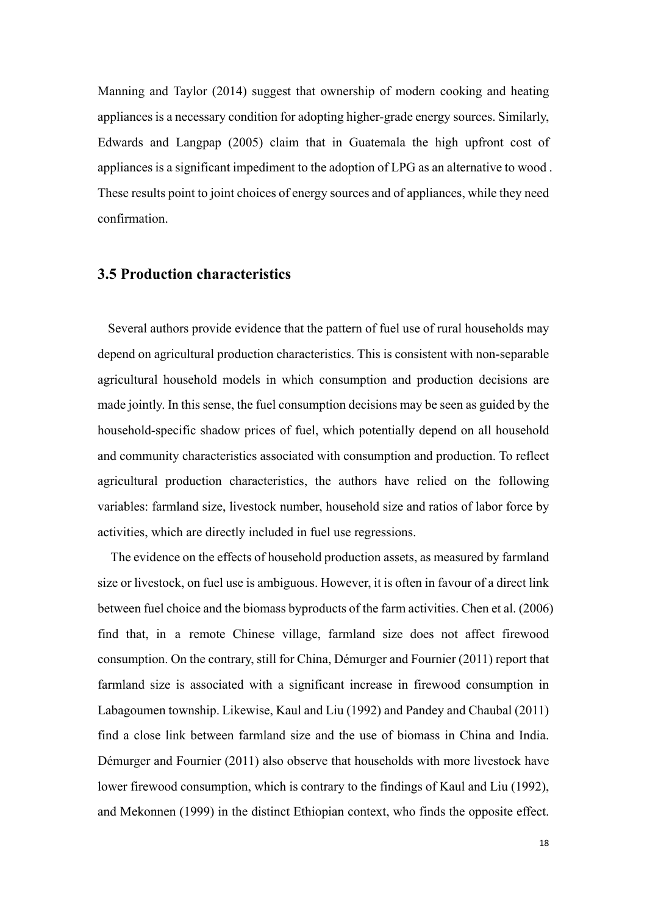Manning and Taylor (2014) suggest that ownership of modern cooking and heating appliances is a necessary condition for adopting higher-grade energy sources. Similarly, Edwards and Langpap (2005) claim that in Guatemala the high upfront cost of appliances is a significant impediment to the adoption of LPG as an alternative to wood . These results point to joint choices of energy sources and of appliances, while they need confirmation.

### 3.5 Production characteristics

Several authors provide evidence that the pattern of fuel use of rural households may depend on agricultural production characteristics. This is consistent with non-separable agricultural household models in which consumption and production decisions are made jointly. In this sense, the fuel consumption decisions may be seen as guided by the household-specific shadow prices of fuel, which potentially depend on all household and community characteristics associated with consumption and production. To reflect agricultural production characteristics, the authors have relied on the following variables: farmland size, livestock number, household size and ratios of labor force by activities, which are directly included in fuel use regressions.

The evidence on the effects of household production assets, as measured by farmland size or livestock, on fuel use is ambiguous. However, it is often in favour of a direct link between fuel choice and the biomass byproducts of the farm activities. Chen et al. (2006) find that, in a remote Chinese village, farmland size does not affect firewood consumption. On the contrary, still for China, Démurger and Fournier (2011) report that farmland size is associated with a significant increase in firewood consumption in Labagoumen township. Likewise, Kaul and Liu (1992) and Pandey and Chaubal (2011) find a close link between farmland size and the use of biomass in China and India. Démurger and Fournier (2011) also observe that households with more livestock have lower firewood consumption, which is contrary to the findings of Kaul and Liu (1992), and Mekonnen (1999) in the distinct Ethiopian context, who finds the opposite effect.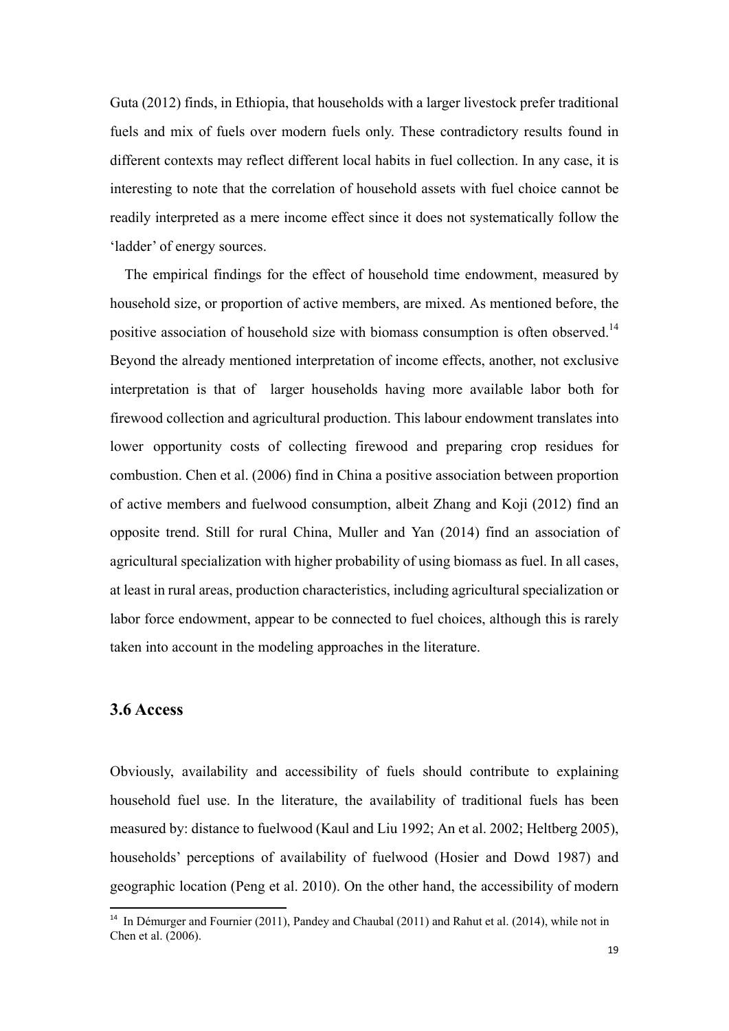Guta (2012) finds, in Ethiopia, that households with a larger livestock prefer traditional fuels and mix of fuels over modern fuels only. These contradictory results found in different contexts may reflect different local habits in fuel collection. In any case, it is interesting to note that the correlation of household assets with fuel choice cannot be readily interpreted as a mere income effect since it does not systematically follow the 'ladder' of energy sources.

The empirical findings for the effect of household time endowment, measured by household size, or proportion of active members, are mixed. As mentioned before, the positive association of household size with biomass consumption is often observed.[14] Beyond the already mentioned interpretation of income effects, another, not exclusive interpretation is that of larger households having more available labor both for firewood collection and agricultural production. This labour endowment translates into lower opportunity costs of collecting firewood and preparing crop residues for combustion. Chen et al. (2006) find in China a positive association between proportion of active members and fuelwood consumption, albeit Zhang and Koji (2012) find an opposite trend. Still for rural China, Muller and Yan (2014) find an association of agricultural specialization with higher probability of using biomass as fuel. In all cases, at least in rural areas, production characteristics, including agricultural specialization or labor force endowment, appear to be connected to fuel choices, although this is rarely taken into account in the modeling approaches in the literature.

### 3.6 Access

Obviously, availability and accessibility of fuels should contribute to explaining household fuel use. In the literature, the availability of traditional fuels has been measured by: distance to fuelwood (Kaul and Liu 1992; An et al. 2002; Heltberg 2005), households' perceptions of availability of fuelwood (Hosier and Dowd 1987) and geographic location (Peng et al. 2010). On the other hand, the accessibility of modern

[14] In Démurger and Fournier (2011), Pandey and Chaubal (2011) and Rahut et al. (2014), while not in Chen et al. (2006).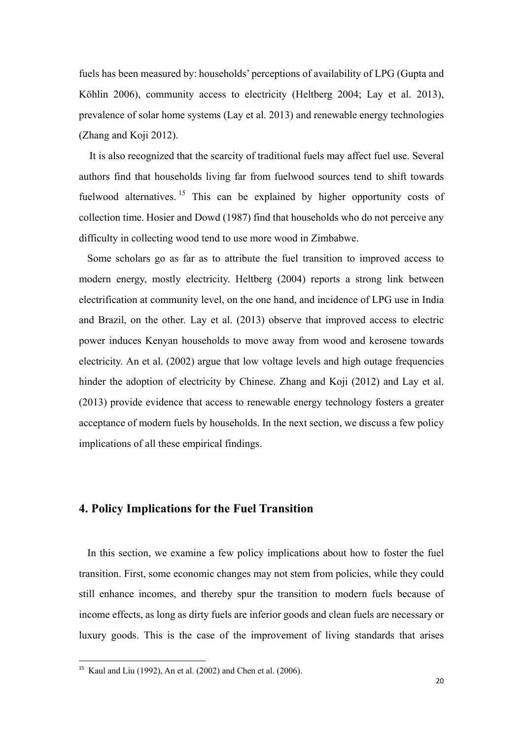fuels has been measured by: households' perceptions of availability of LPG (Gupta and Köhlin 2006), community access to electricity (Heltberg 2004; Lay et al. 2013), prevalence of solar home systems (Lay et al. 2013) and renewable energy technologies (Zhang and Koji 2012).

It is also recognized that the scarcity of traditional fuels may affect fuel use. Several authors find that households living far from fuelwood sources tend to shift towards fuelwood alternatives.[15] This can be explained by higher opportunity costs of collection time. Hosier and Dowd (1987) find that households who do not perceive any difficulty in collecting wood tend to use more wood in Zimbabwe.

Some scholars go as far as to attribute the fuel transition to improved access to modern energy, mostly electricity. Heltberg (2004) reports a strong link between electrification at community level, on the one hand, and incidence of LPG use in India and Brazil, on the other. Lay et al. (2013) observe that improved access to electric power induces Kenyan households to move away from wood and kerosene towards electricity. An et al. (2002) argue that low voltage levels and high outage frequencies hinder the adoption of electricity by Chinese. Zhang and Koji (2012) and Lay et al. (2013) provide evidence that access to renewable energy technology fosters a greater acceptance of modern fuels by households. In the next section, we discuss a few policy implications of all these empirical findings.

## 4. Policy Implications for the Fuel Transition

In this section, we examine a few policy implications about how to foster the fuel transition. First, some economic changes may not stem from policies, while they could still enhance incomes, and thereby spur the transition to modern fuels because of income effects, as long as dirty fuels are inferior goods and clean fuels are necessary or luxury goods. This is the case of the improvement of living standards that arises

[15] Kaul and Liu (1992), An et al. (2002) and Chen et al. (2006).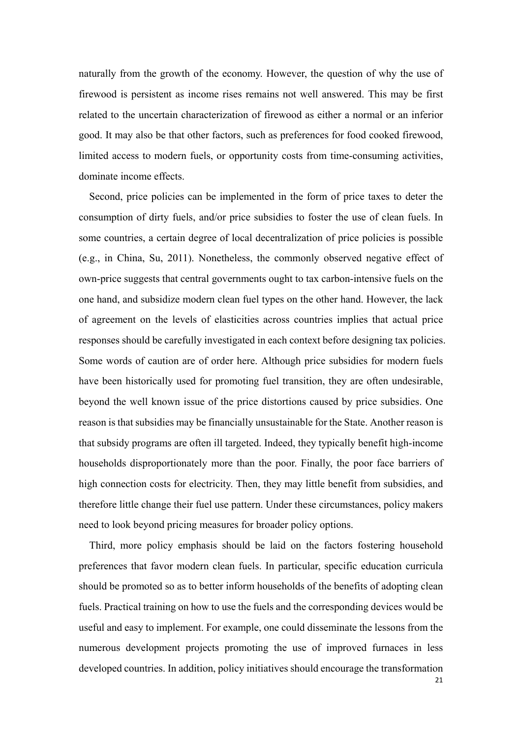naturally from the growth of the economy. However, the question of why the use of firewood is persistent as income rises remains not well answered. This may be first related to the uncertain characterization of firewood as either a normal or an inferior good. It may also be that other factors, such as preferences for food cooked firewood, limited access to modern fuels, or opportunity costs from time-consuming activities, dominate income effects.

Second, price policies can be implemented in the form of price taxes to deter the consumption of dirty fuels, and/or price subsidies to foster the use of clean fuels. In some countries, a certain degree of local decentralization of price policies is possible (e.g., in China, Su, 2011). Nonetheless, the commonly observed negative effect of own-price suggests that central governments ought to tax carbon-intensive fuels on the one hand, and subsidize modern clean fuel types on the other hand. However, the lack of agreement on the levels of elasticities across countries implies that actual price responses should be carefully investigated in each context before designing tax policies. Some words of caution are of order here. Although price subsidies for modern fuels have been historically used for promoting fuel transition, they are often undesirable, beyond the well known issue of the price distortions caused by price subsidies. One reason is that subsidies may be financially unsustainable for the State. Another reason is that subsidy programs are often ill targeted. Indeed, they typically benefit high-income households disproportionately more than the poor. Finally, the poor face barriers of high connection costs for electricity. Then, they may little benefit from subsidies, and therefore little change their fuel use pattern. Under these circumstances, policy makers need to look beyond pricing measures for broader policy options.

Third, more policy emphasis should be laid on the factors fostering household preferences that favor modern clean fuels. In particular, specific education curricula should be promoted so as to better inform households of the benefits of adopting clean fuels. Practical training on how to use the fuels and the corresponding devices would be useful and easy to implement. For example, one could disseminate the lessons from the numerous development projects promoting the use of improved furnaces in less developed countries. In addition, policy initiatives should encourage the transformation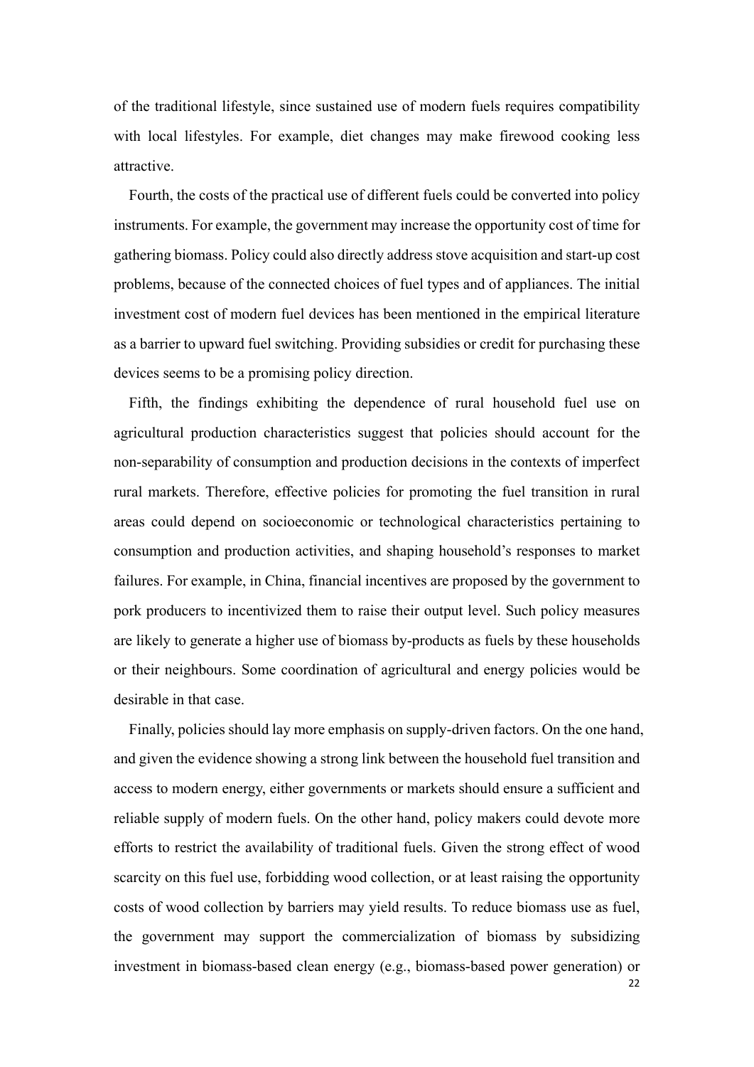of the traditional lifestyle, since sustained use of modern fuels requires compatibility with local lifestyles. For example, diet changes may make firewood cooking less attractive.

Fourth, the costs of the practical use of different fuels could be converted into policy instruments. For example, the government may increase the opportunity cost of time for gathering biomass. Policy could also directly address stove acquisition and start-up cost problems, because of the connected choices of fuel types and of appliances. The initial investment cost of modern fuel devices has been mentioned in the empirical literature as a barrier to upward fuel switching. Providing subsidies or credit for purchasing these devices seems to be a promising policy direction.

Fifth, the findings exhibiting the dependence of rural household fuel use on agricultural production characteristics suggest that policies should account for the non-separability of consumption and production decisions in the contexts of imperfect rural markets. Therefore, effective policies for promoting the fuel transition in rural areas could depend on socioeconomic or technological characteristics pertaining to consumption and production activities, and shaping household's responses to market failures. For example, in China, financial incentives are proposed by the government to pork producers to incentivized them to raise their output level. Such policy measures are likely to generate a higher use of biomass by-products as fuels by these households or their neighbours. Some coordination of agricultural and energy policies would be desirable in that case.

Finally, policies should lay more emphasis on supply-driven factors. On the one hand, and given the evidence showing a strong link between the household fuel transition and access to modern energy, either governments or markets should ensure a sufficient and reliable supply of modern fuels. On the other hand, policy makers could devote more efforts to restrict the availability of traditional fuels. Given the strong effect of wood scarcity on this fuel use, forbidding wood collection, or at least raising the opportunity costs of wood collection by barriers may yield results. To reduce biomass use as fuel, the government may support the commercialization of biomass by subsidizing investment in biomass-based clean energy (e.g., biomass-based power generation) or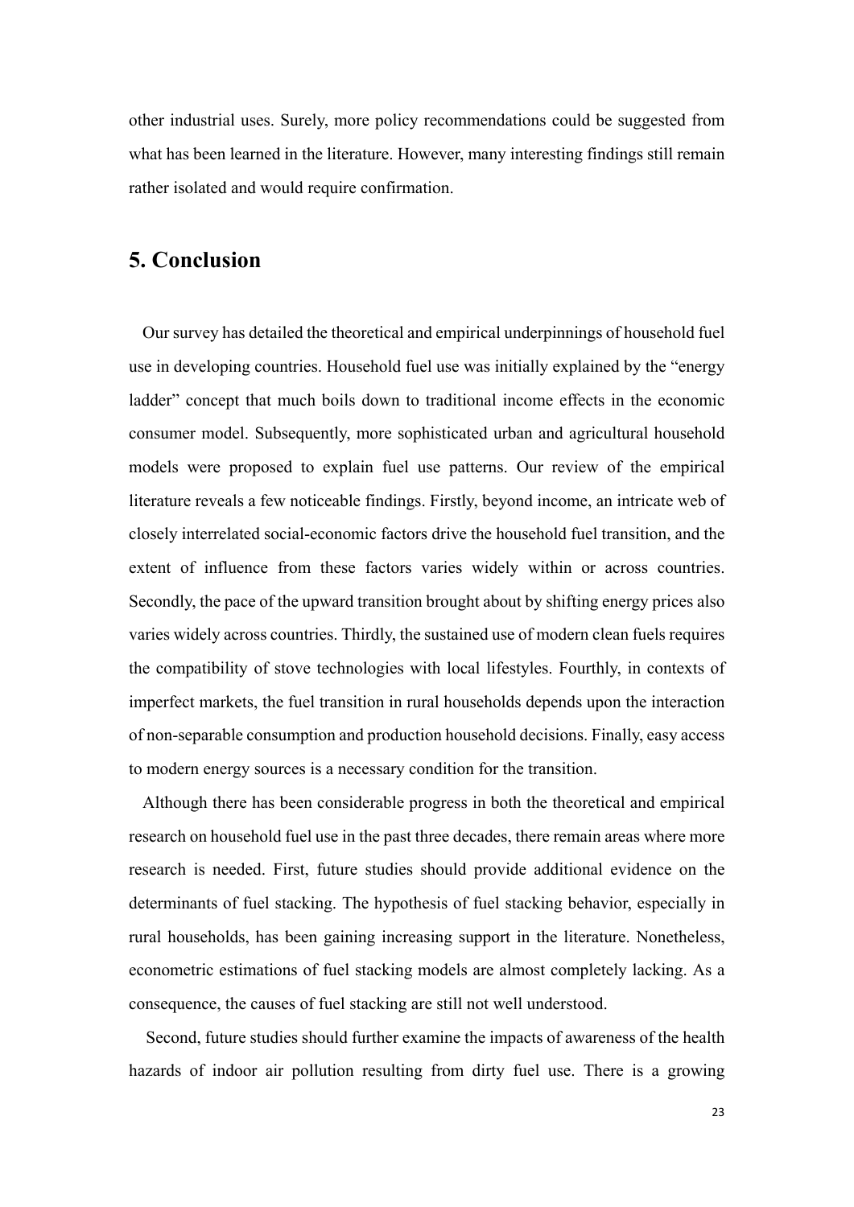other industrial uses. Surely, more policy recommendations could be suggested from what has been learned in the literature. However, many interesting findings still remain rather isolated and would require confirmation.

## 5. Conclusion

Our survey has detailed the theoretical and empirical underpinnings of household fuel use in developing countries. Household fuel use was initially explained by the "energy ladder" concept that much boils down to traditional income effects in the economic consumer model. Subsequently, more sophisticated urban and agricultural household models were proposed to explain fuel use patterns. Our review of the empirical literature reveals a few noticeable findings. Firstly, beyond income, an intricate web of closely interrelated social-economic factors drive the household fuel transition, and the extent of influence from these factors varies widely within or across countries. Secondly, the pace of the upward transition brought about by shifting energy prices also varies widely across countries. Thirdly, the sustained use of modern clean fuels requires the compatibility of stove technologies with local lifestyles. Fourthly, in contexts of imperfect markets, the fuel transition in rural households depends upon the interaction of non-separable consumption and production household decisions. Finally, easy access to modern energy sources is a necessary condition for the transition.

Although there has been considerable progress in both the theoretical and empirical research on household fuel use in the past three decades, there remain areas where more research is needed. First, future studies should provide additional evidence on the determinants of fuel stacking. The hypothesis of fuel stacking behavior, especially in rural households, has been gaining increasing support in the literature. Nonetheless, econometric estimations of fuel stacking models are almost completely lacking. As a consequence, the causes of fuel stacking are still not well understood.

Second, future studies should further examine the impacts of awareness of the health hazards of indoor air pollution resulting from dirty fuel use. There is a growing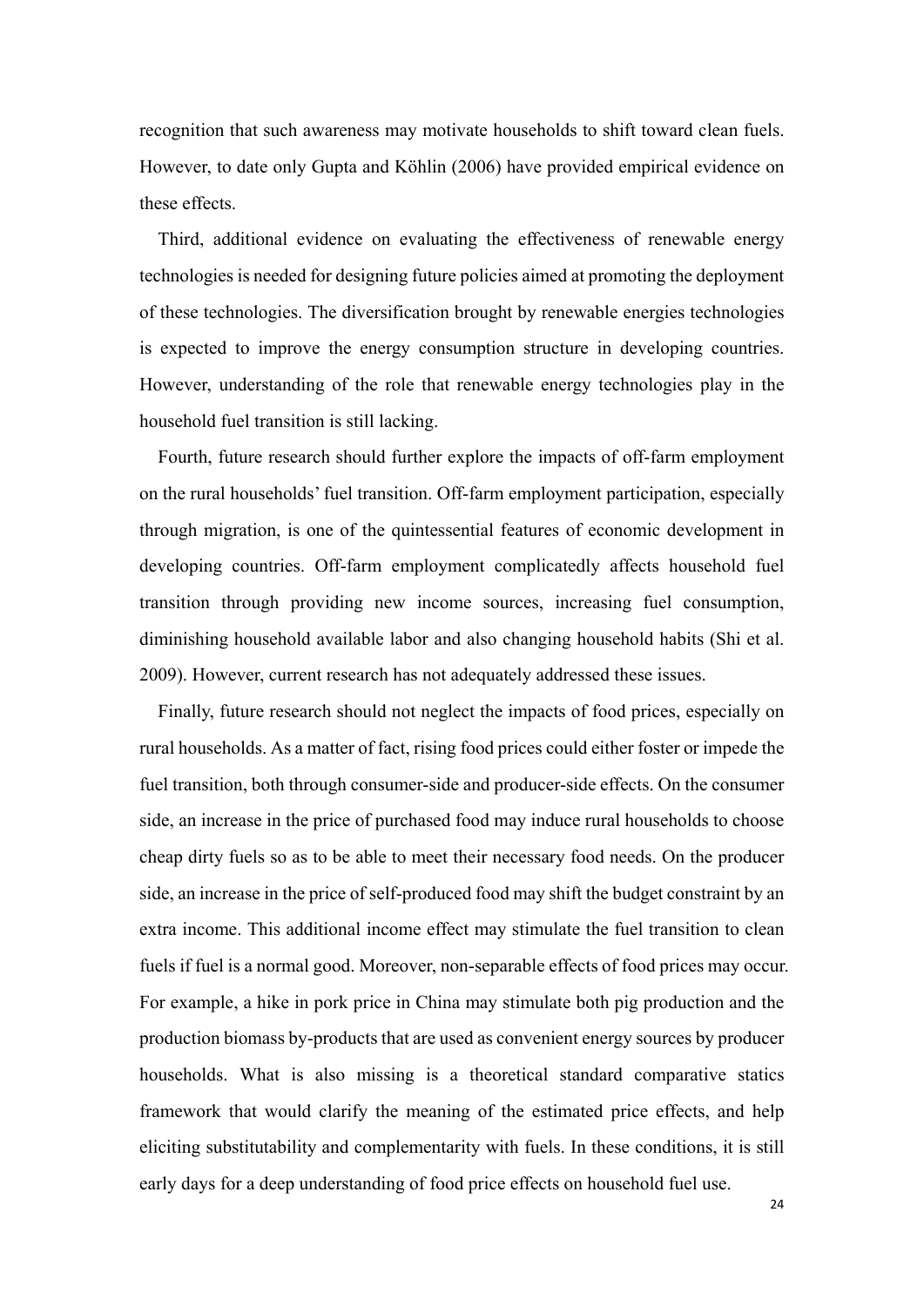recognition that such awareness may motivate households to shift toward clean fuels. However, to date only Gupta and Köhlin (2006) have provided empirical evidence on these effects.

Third, additional evidence on evaluating the effectiveness of renewable energy technologies is needed for designing future policies aimed at promoting the deployment of these technologies. The diversification brought by renewable energies technologies is expected to improve the energy consumption structure in developing countries. However, understanding of the role that renewable energy technologies play in the household fuel transition is still lacking.

Fourth, future research should further explore the impacts of off-farm employment on the rural households' fuel transition. Off-farm employment participation, especially through migration, is one of the quintessential features of economic development in developing countries. Off-farm employment complicatedly affects household fuel transition through providing new income sources, increasing fuel consumption, diminishing household available labor and also changing household habits (Shi et al. 2009). However, current research has not adequately addressed these issues.

Finally, future research should not neglect the impacts of food prices, especially on rural households. As a matter of fact, rising food prices could either foster or impede the fuel transition, both through consumer-side and producer-side effects. On the consumer side, an increase in the price of purchased food may induce rural households to choose cheap dirty fuels so as to be able to meet their necessary food needs. On the producer side, an increase in the price of self-produced food may shift the budget constraint by an extra income. This additional income effect may stimulate the fuel transition to clean fuels if fuel is a normal good. Moreover, non-separable effects of food prices may occur. For example, a hike in pork price in China may stimulate both pig production and the production biomass by-products that are used as convenient energy sources by producer households. What is also missing is a theoretical standard comparative statics framework that would clarify the meaning of the estimated price effects, and help eliciting substitutability and complementarity with fuels. In these conditions, it is still early days for a deep understanding of food price effects on household fuel use.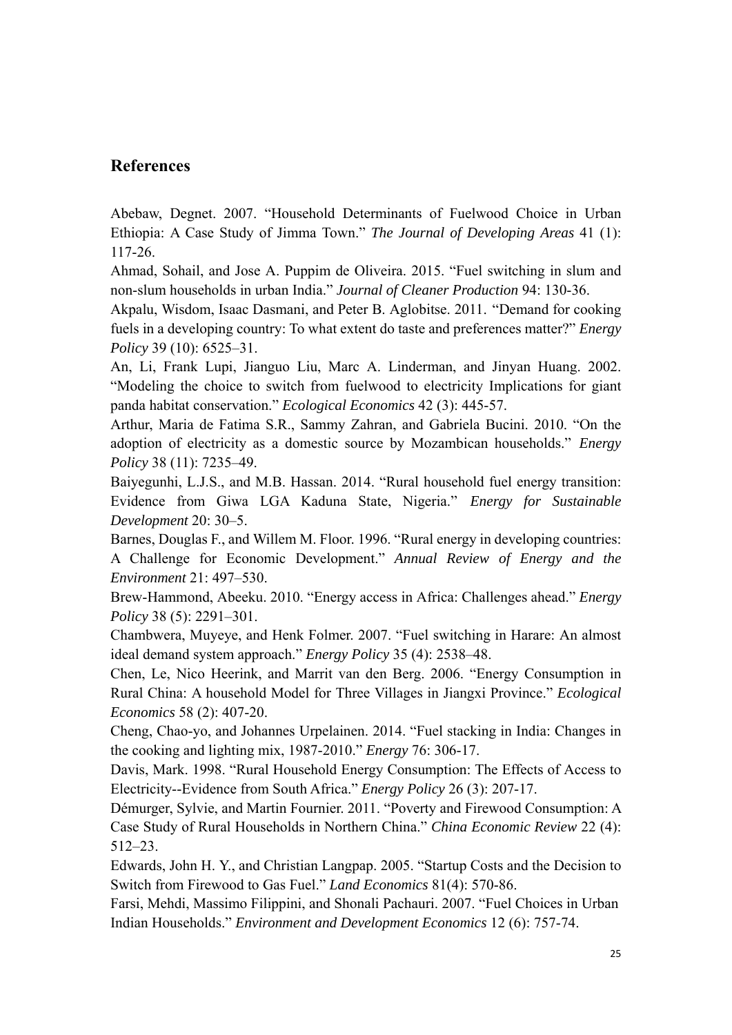## References

Abebaw, Degnet. 2007. "Household Determinants of Fuelwood Choice in Urban Ethiopia: A Case Study of Jimma Town." *The Journal of Developing Areas* 41 (1): 117-26.

Ahmad, Sohail, and Jose A. Puppim de Oliveira. 2015. "Fuel switching in slum and non-slum households in urban India." *Journal of Cleaner Production* 94: 130-36.

Akpalu, Wisdom, Isaac Dasmani, and Peter B. Aglobitse. 2011. "Demand for cooking fuels in a developing country: To what extent do taste and preferences matter?" *Energy Policy* 39 (10): 6525–31.

An, Li, Frank Lupi, Jianguo Liu, Marc A. Linderman, and Jinyan Huang. 2002. "Modeling the choice to switch from fuelwood to electricity Implications for giant panda habitat conservation." *Ecological Economics* 42 (3): 445-57.

Arthur, Maria de Fatima S.R., Sammy Zahran, and Gabriela Bucini. 2010. "On the adoption of electricity as a domestic source by Mozambican households." *Energy Policy* 38 (11): 7235–49.

Baiyegunhi, L.J.S., and M.B. Hassan. 2014. "Rural household fuel energy transition: Evidence from Giwa LGA Kaduna State, Nigeria." *Energy for Sustainable Development* 20: 30–5.

Barnes, Douglas F., and Willem M. Floor. 1996. "Rural energy in developing countries: A Challenge for Economic Development." *Annual Review of Energy and the Environment* 21: 497–530.

Brew-Hammond, Abeeku. 2010. "Energy access in Africa: Challenges ahead." *Energy Policy* 38 (5): 2291–301.

Chambwera, Muyeye, and Henk Folmer. 2007. "Fuel switching in Harare: An almost ideal demand system approach." *Energy Policy* 35 (4): 2538–48.

Chen, Le, Nico Heerink, and Marrit van den Berg. 2006. "Energy Consumption in Rural China: A household Model for Three Villages in Jiangxi Province." *Ecological Economics* 58 (2): 407-20.

Cheng, Chao-yo, and Johannes Urpelainen. 2014. "Fuel stacking in India: Changes in the cooking and lighting mix, 1987-2010." *Energy* 76: 306-17.

Davis, Mark. 1998. "Rural Household Energy Consumption: The Effects of Access to Electricity--Evidence from South Africa." *Energy Policy* 26 (3): 207-17.

Démurger, Sylvie, and Martin Fournier. 2011. "Poverty and Firewood Consumption: A Case Study of Rural Households in Northern China." *China Economic Review* 22 (4): 512–23.

Edwards, John H. Y., and Christian Langpap. 2005. "Startup Costs and the Decision to Switch from Firewood to Gas Fuel." *Land Economics* 81(4): 570-86.

Farsi, Mehdi, Massimo Filippini, and Shonali Pachauri. 2007. "Fuel Choices in Urban Indian Households." *Environment and Development Economics* 12 (6): 757-74.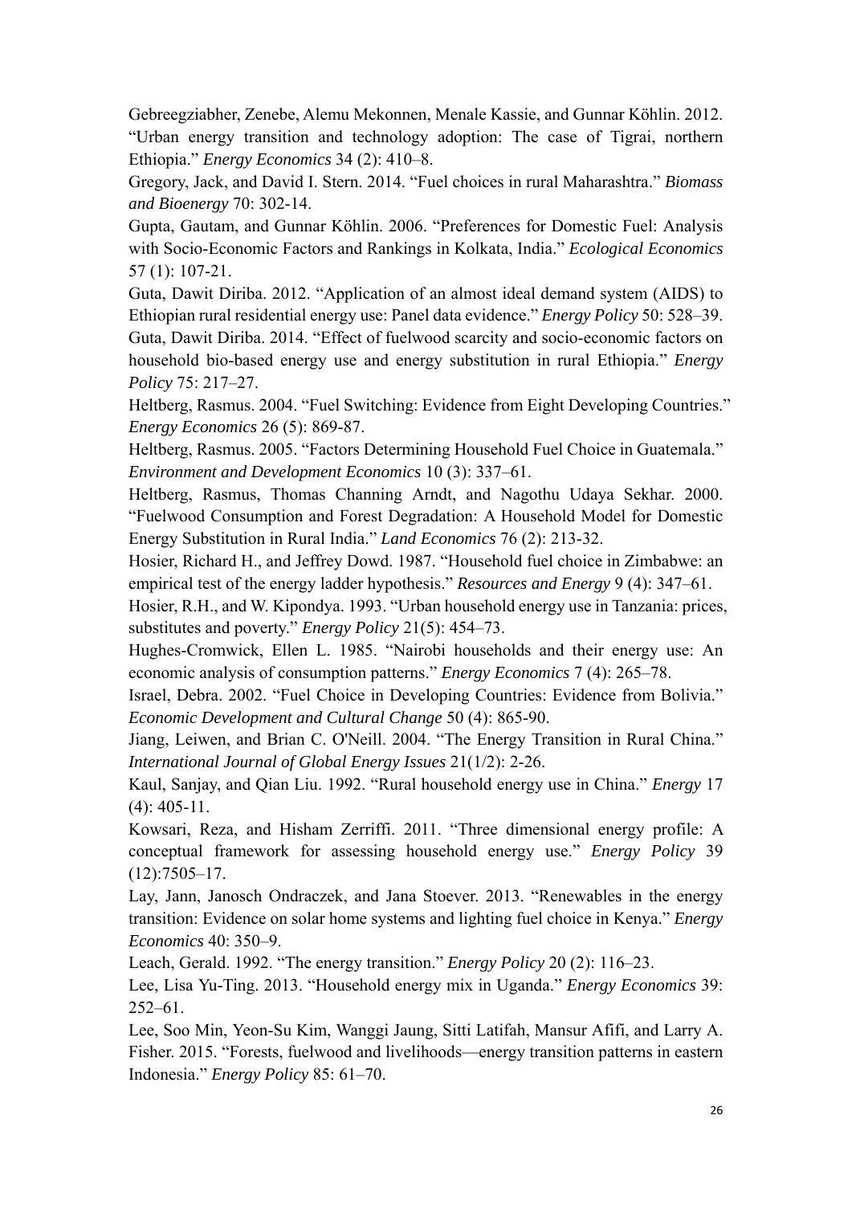Gebreegziabher, Zenebe, Alemu Mekonnen, Menale Kassie, and Gunnar Köhlin. 2012. "Urban energy transition and technology adoption: The case of Tigrai, northern Ethiopia." *Energy Economics* 34 (2): 410–8.

Gregory, Jack, and David I. Stern. 2014. "Fuel choices in rural Maharashtra." *Biomass and Bioenergy* 70: 302-14.

Gupta, Gautam, and Gunnar Köhlin. 2006. "Preferences for Domestic Fuel: Analysis with Socio-Economic Factors and Rankings in Kolkata, India." *Ecological Economics* 57 (1): 107-21.

Guta, Dawit Diriba. 2012. "Application of an almost ideal demand system (AIDS) to Ethiopian rural residential energy use: Panel data evidence." *Energy Policy* 50: 528–39.

Guta, Dawit Diriba. 2014. "Effect of fuelwood scarcity and socio-economic factors on household bio-based energy use and energy substitution in rural Ethiopia." *Energy Policy* 75: 217–27.

Heltberg, Rasmus. 2004. "Fuel Switching: Evidence from Eight Developing Countries." *Energy Economics* 26 (5): 869-87.

Heltberg, Rasmus. 2005. "Factors Determining Household Fuel Choice in Guatemala." *Environment and Development Economics* 10 (3): 337–61.

Heltberg, Rasmus, Thomas Channing Arndt, and Nagothu Udaya Sekhar. 2000. "Fuelwood Consumption and Forest Degradation: A Household Model for Domestic Energy Substitution in Rural India." *Land Economics* 76 (2): 213-32.

Hosier, Richard H., and Jeffrey Dowd. 1987. "Household fuel choice in Zimbabwe: an empirical test of the energy ladder hypothesis." *Resources and Energy* 9 (4): 347–61.

Hosier, R.H., and W. Kipondya. 1993. "Urban household energy use in Tanzania: prices, substitutes and poverty." *Energy Policy* 21(5): 454–73.

Hughes-Cromwick, Ellen L. 1985. "Nairobi households and their energy use: An economic analysis of consumption patterns." *Energy Economics* 7 (4): 265–78.

Israel, Debra. 2002. "Fuel Choice in Developing Countries: Evidence from Bolivia." *Economic Development and Cultural Change* 50 (4): 865-90.

Jiang, Leiwen, and Brian C. O'Neill. 2004. "The Energy Transition in Rural China." *International Journal of Global Energy Issues* 21(1/2): 2-26.

Kaul, Sanjay, and Qian Liu. 1992. "Rural household energy use in China." *Energy* 17 (4): 405-11.

Kowsari, Reza, and Hisham Zerriffi. 2011. "Three dimensional energy profile: A conceptual framework for assessing household energy use." *Energy Policy* 39 (12):7505–17.

Lay, Jann, Janosch Ondraczek, and Jana Stoever. 2013. "Renewables in the energy transition: Evidence on solar home systems and lighting fuel choice in Kenya." *Energy Economics* 40: 350–9.

Leach, Gerald. 1992. "The energy transition." *Energy Policy* 20 (2): 116–23.

Lee, Lisa Yu-Ting. 2013. "Household energy mix in Uganda." *Energy Economics* 39: 252–61.

Lee, Soo Min, Yeon-Su Kim, Wanggi Jaung, Sitti Latifah, Mansur Afifi, and Larry A. Fisher. 2015. "Forests, fuelwood and livelihoods—energy transition patterns in eastern Indonesia." *Energy Policy* 85: 61–70.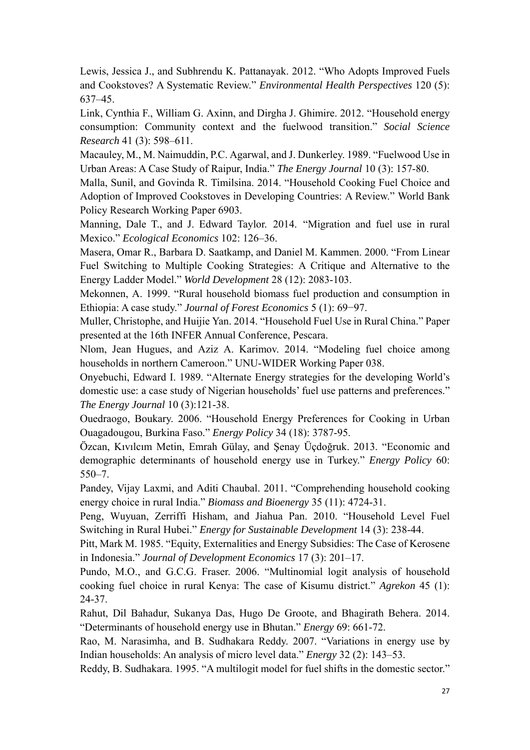Lewis, Jessica J., and Subhrendu K. Pattanayak. 2012. “Who Adopts Improved Fuels and Cookstoves? A Systematic Review.” *Environmental Health Perspectives* 120 (5): 637–45.

Link, Cynthia F., William G. Axinn, and Dirgha J. Ghimire. 2012. “Household energy consumption: Community context and the fuelwood transition.” *Social Science Research* 41 (3): 598–611.

Macauley, M., M. Naimuddin, P.C. Agarwal, and J. Dunkerley. 1989. “Fuelwood Use in Urban Areas: A Case Study of Raipur, India.” *The Energy Journal* 10 (3): 157-80.

Malla, Sunil, and Govinda R. Timilsina. 2014. “Household Cooking Fuel Choice and Adoption of Improved Cookstoves in Developing Countries: A Review.” World Bank Policy Research Working Paper 6903.

Manning, Dale T., and J. Edward Taylor. 2014. “Migration and fuel use in rural Mexico.” *Ecological Economics* 102: 126–36.

Masera, Omar R., Barbara D. Saatkamp, and Daniel M. Kammen. 2000. “From Linear Fuel Switching to Multiple Cooking Strategies: A Critique and Alternative to the Energy Ladder Model.” *World Development* 28 (12): 2083-103.

Mekonnen, A. 1999. “Rural household biomass fuel production and consumption in Ethiopia: A case study.” *Journal of Forest Economics* 5 (1): 69−97.

Muller, Christophe, and Huijie Yan. 2014. “Household Fuel Use in Rural China.” Paper presented at the 16th INFER Annual Conference, Pescara.

Nlom, Jean Hugues, and Aziz A. Karimov. 2014. “Modeling fuel choice among households in northern Cameroon.” UNU-WIDER Working Paper 038.

Onyebuchi, Edward I. 1989. “Alternate Energy strategies for the developing World’s domestic use: a case study of Nigerian households’ fuel use patterns and preferences.” *The Energy Journal* 10 (3):121-38.

Ouedraogo, Boukary. 2006. “Household Energy Preferences for Cooking in Urban Ouagadougou, Burkina Faso.” *Energy Policy* 34 (18): 3787-95.

Özcan, Kıvılcım Metin, Emrah Gülay, and Şenay Üçdoğruk. 2013. “Economic and demographic determinants of household energy use in Turkey.” *Energy Policy* 60: 550–7.

Pandey, Vijay Laxmi, and Aditi Chaubal. 2011. “Comprehending household cooking energy choice in rural India.” *Biomass and Bioenergy* 35 (11): 4724-31.

Peng, Wuyuan, Zerriffi Hisham, and Jiahua Pan. 2010. “Household Level Fuel Switching in Rural Hubei.” *Energy for Sustainable Development* 14 (3): 238-44.

Pitt, Mark M. 1985. “Equity, Externalities and Energy Subsidies: The Case of Kerosene in Indonesia.” *Journal of Development Economics* 17 (3): 201–17.

Pundo, M.O., and G.C.G. Fraser. 2006. “Multinomial logit analysis of household cooking fuel choice in rural Kenya: The case of Kisumu district.” *Agrekon* 45 (1): 24-37.

Rahut, Dil Bahadur, Sukanya Das, Hugo De Groote, and Bhagirath Behera. 2014. “Determinants of household energy use in Bhutan.” *Energy* 69: 661-72.

Rao, M. Narasimha, and B. Sudhakara Reddy. 2007. “Variations in energy use by Indian households: An analysis of micro level data.” *Energy* 32 (2): 143–53.

Reddy, B. Sudhakara. 1995. “A multilogit model for fuel shifts in the domestic sector.”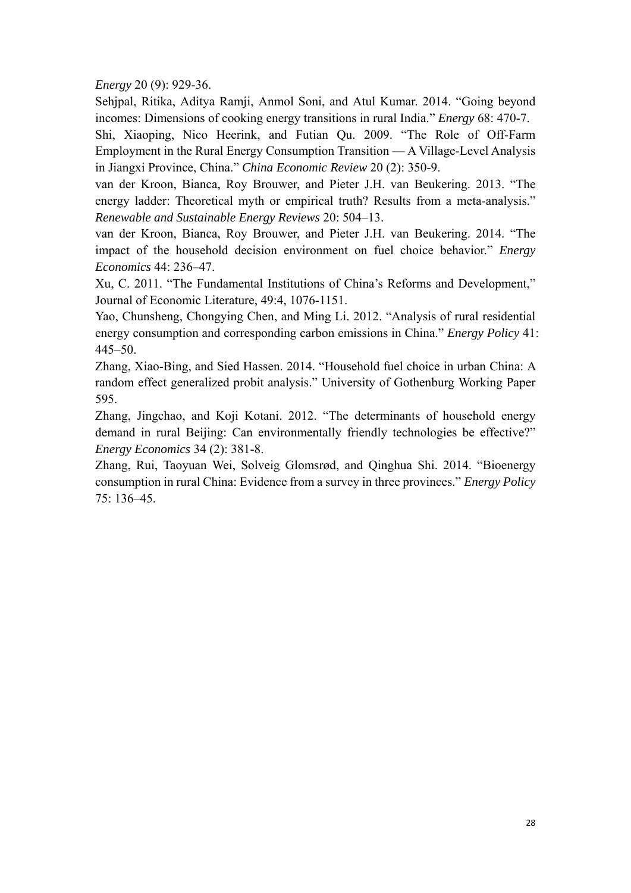*Energy* 20 (9): 929-36.

Sehjpal, Ritika, Aditya Ramji, Anmol Soni, and Atul Kumar. 2014. "Going beyond incomes: Dimensions of cooking energy transitions in rural India." *Energy* 68: 470-7.

Shi, Xiaoping, Nico Heerink, and Futian Qu. 2009. "The Role of Off-Farm Employment in the Rural Energy Consumption Transition — A Village-Level Analysis in Jiangxi Province, China." *China Economic Review* 20 (2): 350-9.

van der Kroon, Bianca, Roy Brouwer, and Pieter J.H. van Beukering. 2013. "The energy ladder: Theoretical myth or empirical truth? Results from a meta-analysis." *Renewable and Sustainable Energy Reviews* 20: 504–13.

van der Kroon, Bianca, Roy Brouwer, and Pieter J.H. van Beukering. 2014. "The impact of the household decision environment on fuel choice behavior." *Energy Economics* 44: 236–47.

Xu, C. 2011. "The Fundamental Institutions of China's Reforms and Development," Journal of Economic Literature, 49:4, 1076-1151.

Yao, Chunsheng, Chongying Chen, and Ming Li. 2012. "Analysis of rural residential energy consumption and corresponding carbon emissions in China." *Energy Policy* 41: 445–50.

Zhang, Xiao-Bing, and Sied Hassen. 2014. "Household fuel choice in urban China: A random effect generalized probit analysis." University of Gothenburg Working Paper 595.

Zhang, Jingchao, and Koji Kotani. 2012. "The determinants of household energy demand in rural Beijing: Can environmentally friendly technologies be effective?" *Energy Economics* 34 (2): 381-8.

Zhang, Rui, Taoyuan Wei, Solveig Glomsrød, and Qinghua Shi. 2014. "Bioenergy consumption in rural China: Evidence from a survey in three provinces." *Energy Policy* 75: 136–45.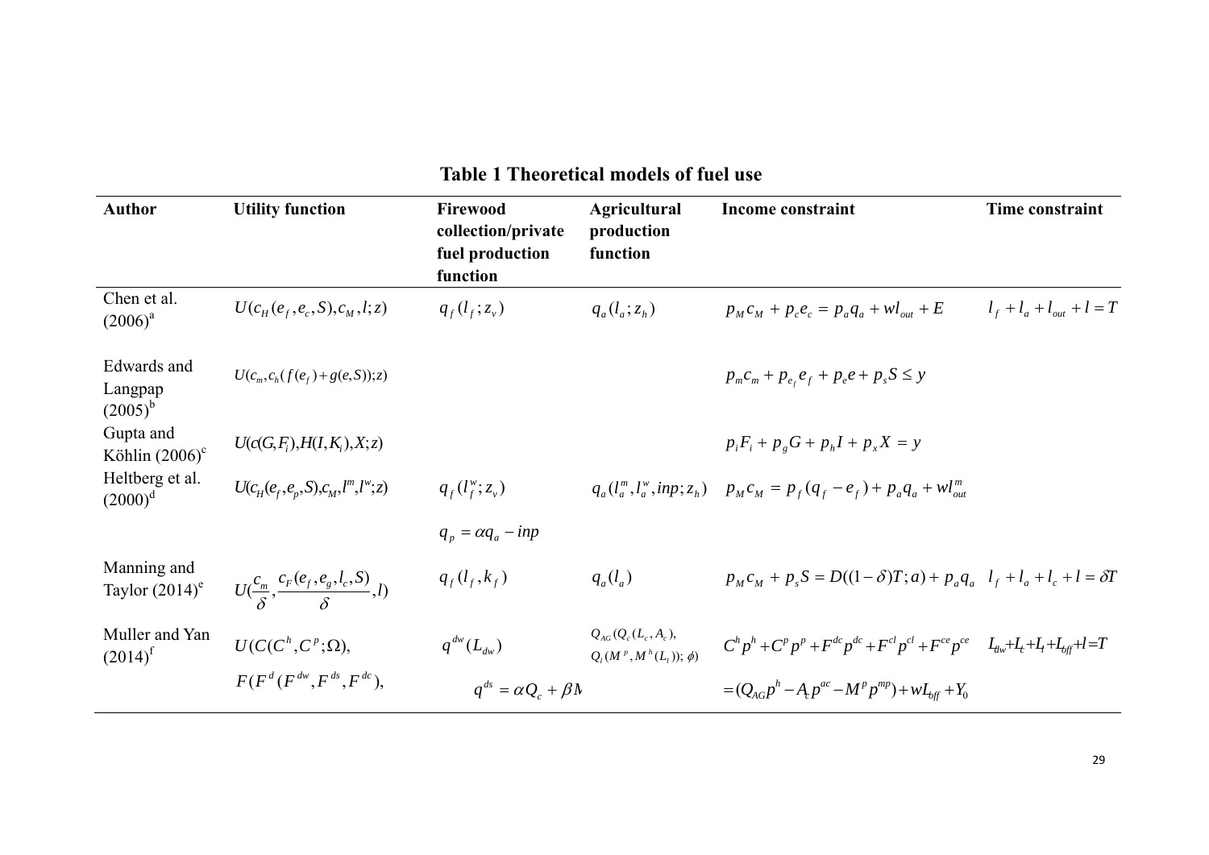**Table 1 Theoretical models of fuel use**

| Author | Utility function | Firewood collection/private fuel production function | Agricultural production function | Income constraint | Time constraint |
|---|---|---|---|---|---|
| Chen et al. (2006)[a] | $U(c_H(e_f, e_c, S), c_M, l; z)$ | $q_f(l_f; z_v)$ | $q_a(l_a; z_h)$ | $p_M c_M + p_c e_c = p_a q_a + w l_{out} + E$ | $l_f + l_a + l_{out} + l = T$ |
| Edwards and Langpap (2005)[b] | $U(c_m, c_h(f(e_f) + g(e, S)); z)$ | | | $p_m c_m + p_{e_f} e_f + p_e e + p_s S \le y$ | |
| Gupta and Köhlin (2006)[c] | $U(c(G, F_i), H(I, K_i), X; z)$ | | | $p_i F_i + p_g G + p_h I + p_x X = y$ | |
| Heltberg et al. (2000)[d] | $U(c_H(e_f, e_p, S), c_M, l^m, l^w; z)$ | $q_f(l_f^w; z_v)$ | $q_a(l_a^m, l_a^w, inp; z_h)$ | $p_M c_M = p_f(q_f - e_f) + p_a q_a + w l_{out}^m$ | |
| | | $q_p = \alpha q_a - inp$ | | | |
| Manning and Taylor (2014)[e] | $U(\frac{c_m}{\delta}, \frac{c_F(e_f, e_g, l_c, S)}{\delta}, l)$ | $q_f(l_f, k_f)$ | $q_a(l_a)$ | $p_M c_M + p_s S = D((1-\delta)T; a) + p_a q_a$ | $l_f + l_a + l_c + l = \delta T$ |
| Muller and Yan (2014)[f] | $U(C(C^h, C^p; \Omega),$ | $q^{dw}(L_{dw})$ | $Q_{AG}(Q_c(L_c, A_c),$ $Q_l(M^p, M^h(L_l)); \phi)$ | $C^h p^h + C^p p^p + F^{dc} p^{dc} + F^{cl} p^{cl} + F^{ce} p^{ce}$ | $L_{dw} + L_c + L_l + L_{off} + l = T$ |
| | $F(F^d(F^{dw}, F^{ds}, F^{dc}),$ | $q^{ds} = \alpha Q_c + \beta M$ | | $= (Q_{AG} p^h - A_c p^{ac} - M^p p^{mp}) + w L_{off} + Y_0$ | |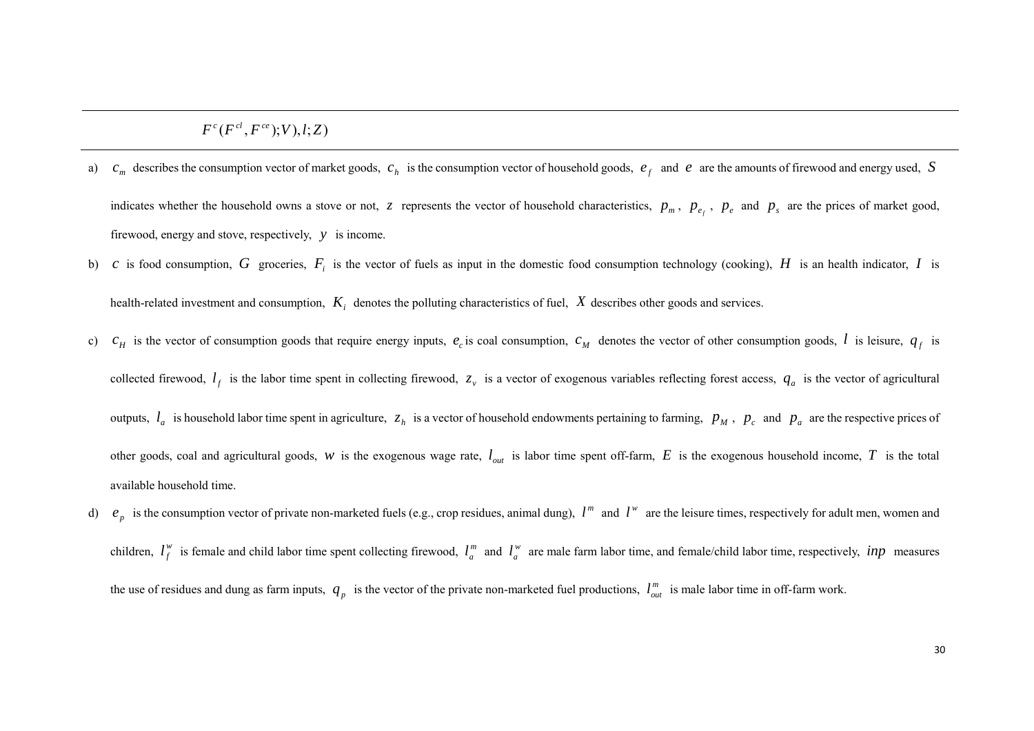$F^c(F^{cl}, F^{ce}); V), l; Z)$

a) $c_m$ describes the consumption vector of market goods, $c_h$ is the consumption vector of household goods, $e_f$ and $e$ are the amounts of firewood and energy used, $S$ indicates whether the household owns a stove or not, $z$ represents the vector of household characteristics, $p_m$, $p_{e_f}$, $p_e$ and $p_s$ are the prices of market good, firewood, energy and stove, respectively, $y$ is income.

b) $c$ is food consumption, $G$ groceries, $F_i$ is the vector of fuels as input in the domestic food consumption technology (cooking), $H$ is an health indicator, $I$ is health-related investment and consumption, $K_i$ denotes the polluting characteristics of fuel, $X$ describes other goods and services.

c) $c_H$ is the vector of consumption goods that require energy inputs, $e_c$ is coal consumption, $c_M$ denotes the vector of other consumption goods, $l$ is leisure, $q_f$ is collected firewood, $l_f$ is the labor time spent in collecting firewood, $z_v$ is a vector of exogenous variables reflecting forest access, $q_a$ is the vector of agricultural outputs, $l_a$ is household labor time spent in agriculture, $z_h$ is a vector of household endowments pertaining to farming, $p_M$, $p_c$ and $p_a$ are the respective prices of other goods, coal and agricultural goods, $w$ is the exogenous wage rate, $l_{out}$ is labor time spent off-farm, $E$ is the exogenous household income, $T$ is the total available household time.

d) $e_p$ is the consumption vector of private non-marketed fuels (e.g., crop residues, animal dung), $l^m$ and $l^w$ are the leisure times, respectively for adult men, women and children, $l_f^w$ is female and child labor time spent collecting firewood, $l_a^m$ and $l_a^w$ are male farm labor time, and female/child labor time, respectively, $inp$ measures the use of residues and dung as farm inputs, $q_p$ is the vector of the private non-marketed fuel productions, $l_{out}^m$ is male labor time in off-farm work.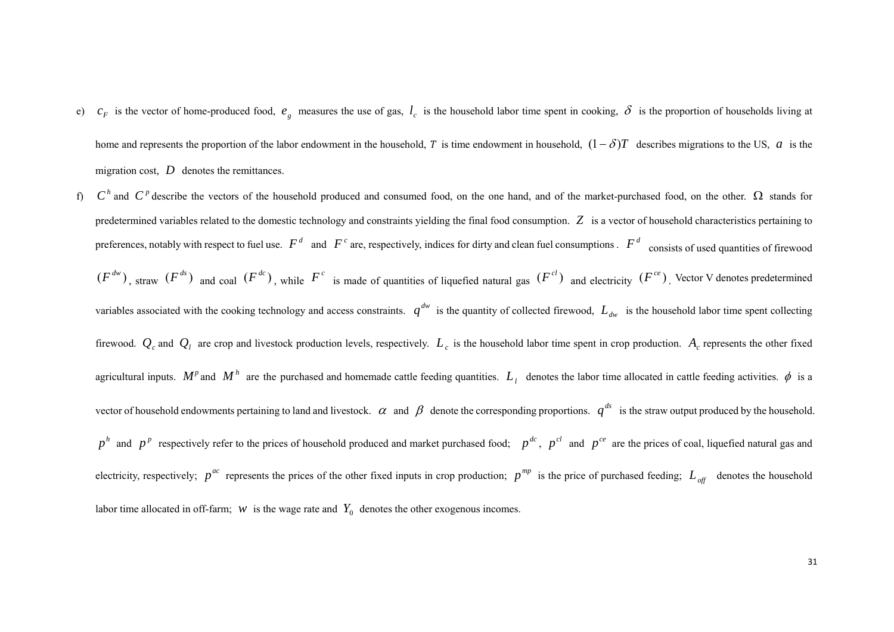e) $c_F$ is the vector of home-produced food, $e_g$ measures the use of gas, $l_c$ is the household labor time spent in cooking, $\delta$ is the proportion of households living at home and represents the proportion of the labor endowment in the household, $T$ is time endowment in household, $(1-\delta)T$ describes migrations to the US, $a$ is the migration cost, $D$ denotes the remittances.

f) $C^h$ and $C^p$ describe the vectors of the household produced and consumed food, on the one hand, and of the market-purchased food, on the other. $\Omega$ stands for predetermined variables related to the domestic technology and constraints yielding the final food consumption. $Z$ is a vector of household characteristics pertaining to preferences, notably with respect to fuel use. $F^d$ and $F^c$ are, respectively, indices for dirty and clean fuel consumptions . $F^d$ consists of used quantities of firewood $(F^{dw})$, straw $(F^{ds})$ and coal $(F^{dc})$, while $F^c$ is made of quantities of liquefied natural gas $(F^{cl})$ and electricity $(F^{ce})$. Vector V denotes predetermined variables associated with the cooking technology and access constraints. $q^{dw}$ is the quantity of collected firewood, $L_{dw}$ is the household labor time spent collecting firewood. $Q_c$ and $Q_l$ are crop and livestock production levels, respectively. $L_c$ is the household labor time spent in crop production. $A_c$ represents the other fixed agricultural inputs. $M^p$ and $M^h$ are the purchased and homemade cattle feeding quantities. $L_l$ denotes the labor time allocated in cattle feeding activities. $\phi$ is a vector of household endowments pertaining to land and livestock. $\alpha$ and $\beta$ denote the corresponding proportions. $q^{ds}$ is the straw output produced by the household. $p^h$ and $p^p$ respectively refer to the prices of household produced and market purchased food; $p^{dc}$, $p^{cl}$ and $p^{ce}$ are the prices of coal, liquefied natural gas and electricity, respectively; $p^{ac}$ represents the prices of the other fixed inputs in crop production; $p^{mp}$ is the price of purchased feeding; $L_{off}$ denotes the household labor time allocated in off-farm; $w$ is the wage rate and $Y_0$ denotes the other exogenous incomes.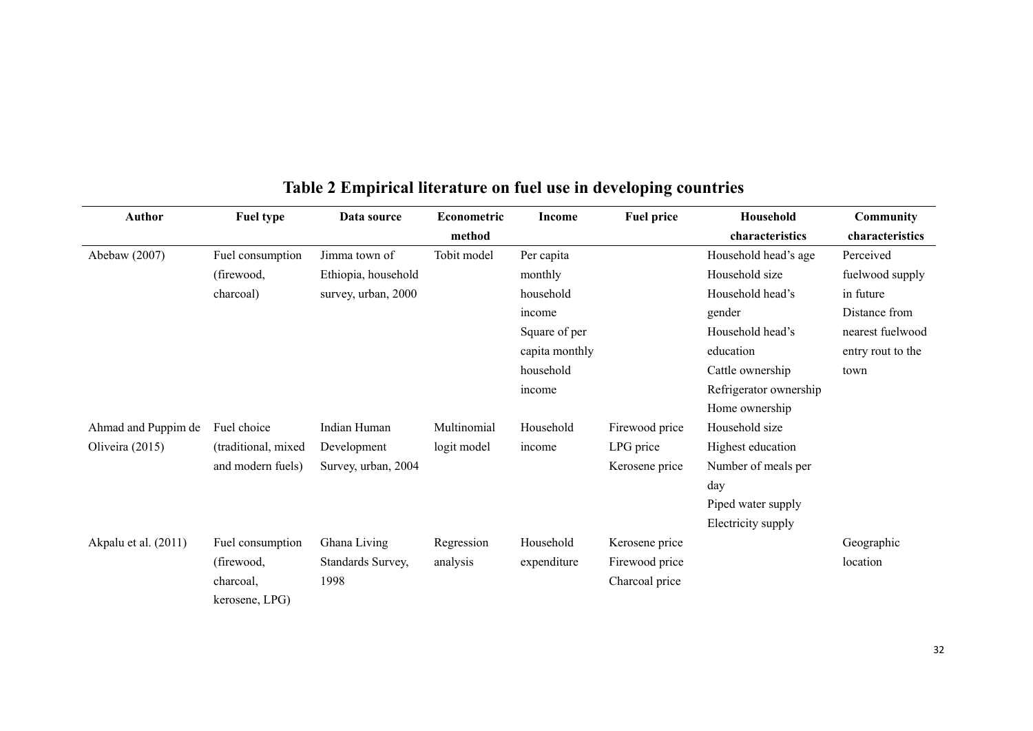**Table 2 Empirical literature on fuel use in developing countries**

| Author | Fuel type | Data source | Econometric method | Income | Fuel price | Household characteristics | Community characteristics |
|---|---|---|---|---|---|---|---|
| Abebaw (2007) | Fuel consumption (firewood, charcoal) | Jimma town of Ethiopia, household survey, urban, 2000 | Tobit model | Per capita monthly household income<br>Square of per capita monthly household income | | Household head's age<br>Household size<br>Household head's gender<br>Household head's education<br>Cattle ownership<br>Refrigerator ownership<br>Home ownership | Perceived fuelwood supply in future<br>Distance from nearest fuelwood entry rout to the town |
| Ahmad and Puppim de Oliveira (2015) | Fuel choice (traditional, mixed and modern fuels) | Indian Human Development Survey, urban, 2004 | Multinomial logit model | Household income | Firewood price<br>LPG price<br>Kerosene price | Household size<br>Highest education<br>Number of meals per day<br>Piped water supply<br>Electricity supply | |
| Akpalu et al. (2011) | Fuel consumption (firewood, charcoal, kerosene, LPG) | Ghana Living Standards Survey, 1998 | Regression analysis | Household expenditure | Kerosene price<br>Firewood price<br>Charcoal price | | Geographic location |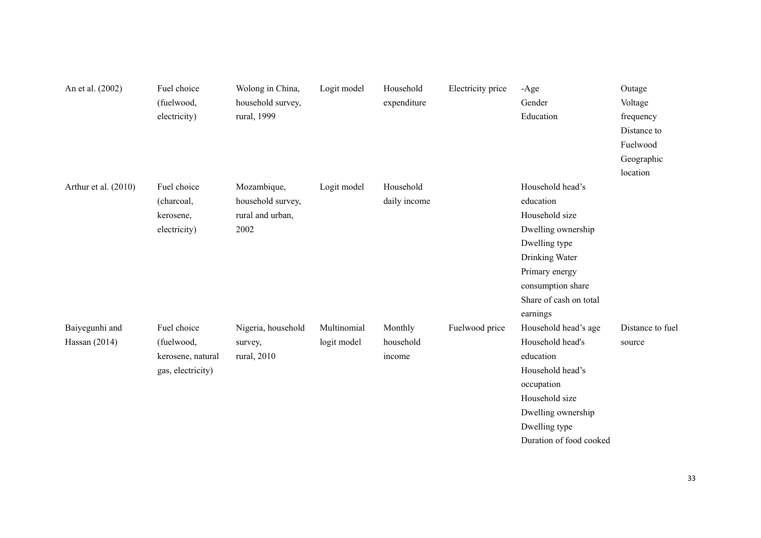| An et al. (2002) | Fuel choice (fuelwood, electricity) | Wolong in China, household survey, rural, 1999 | Logit model | Household expenditure | Electricity price | -Age<br>Gender<br>Education | Outage<br>Voltage frequency<br>Distance to Fuelwood<br>Geographic location |
|---|---|---|---|---|---|---|---|
| Arthur et al. (2010) | Fuel choice (charcoal, kerosene, electricity) | Mozambique, household survey, rural and urban, 2002 | Logit model | Household daily income | | Household head's education<br>Household size<br>Dwelling ownership<br>Dwelling type<br>Drinking Water<br>Primary energy consumption share<br>Share of cash on total earnings | |
| Baiyegunhi and Hassan (2014) | Fuel choice (fuelwood, kerosene, natural gas, electricity) | Nigeria, household survey, rural, 2010 | Multinomial logit model | Monthly household income | Fuelwood price | Household head's age<br>Household head's education<br>Household head's occupation<br>Household size<br>Dwelling ownership<br>Dwelling type<br>Duration of food cooked | Distance to fuel source |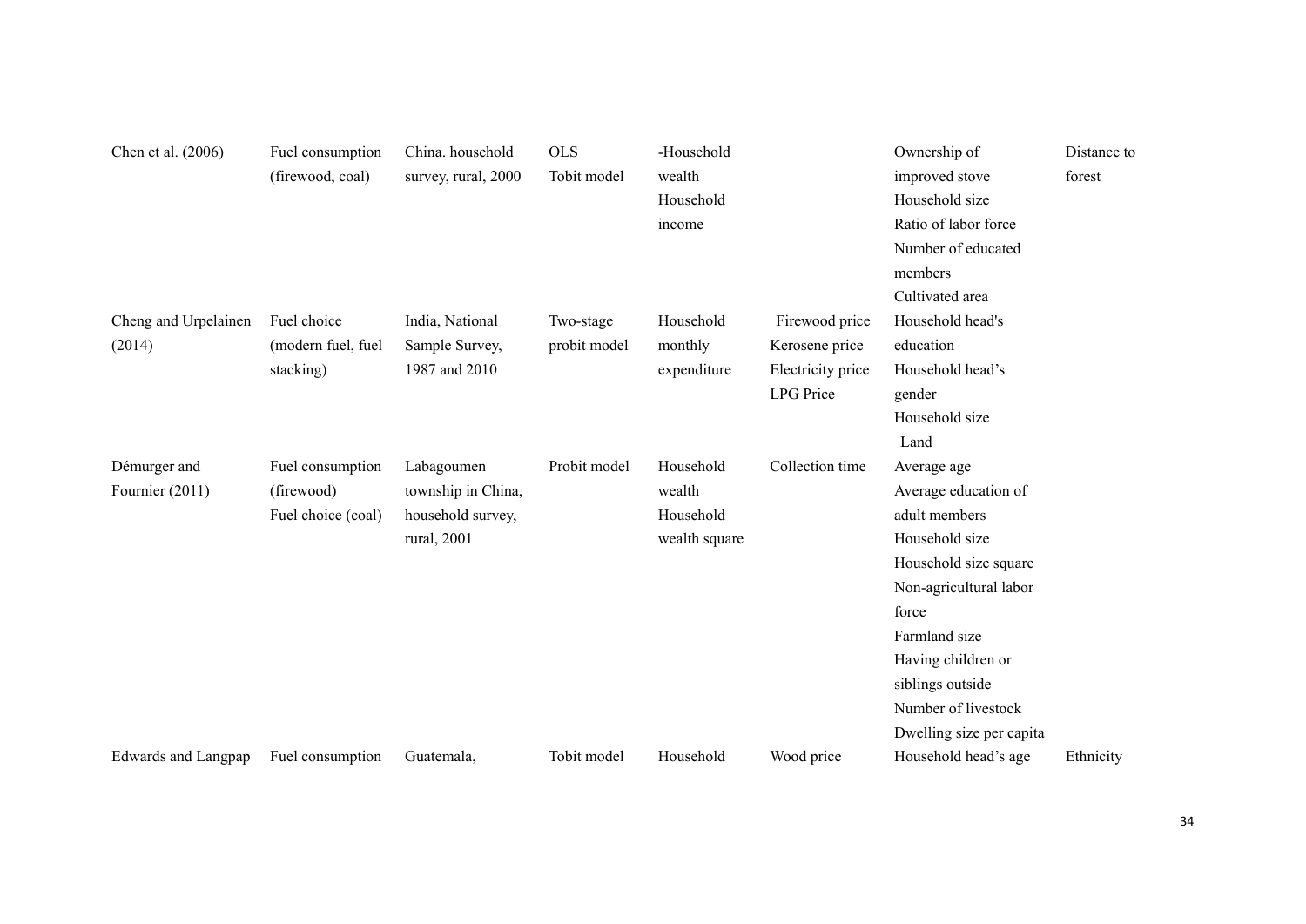| | | | | | | | |
|---|---|---|---|---|---|---|---|
| Chen et al. (2006) | Fuel consumption (firewood, coal) | China. household survey, rural, 2000 | OLS Tobit model | -Household wealth Household income | | Ownership of improved stove Household size Ratio of labor force Number of educated members Cultivated area | Distance to forest |
| Cheng and Urpelainen (2014) | Fuel choice (modern fuel, fuel stacking) | India, National Sample Survey, 1987 and 2010 | Two-stage probit model | Household monthly expenditure | Firewood price Kerosene price Electricity price LPG Price | Household head's education Household head's gender Household size Land | |
| Démurger and Fournier (2011) | Fuel consumption (firewood) Fuel choice (coal) | Labagoumen township in China, household survey, rural, 2001 | Probit model | Household wealth Household wealth square | Collection time | Average age Average education of adult members Household size Household size square Non-agricultural labor force Farmland size Having children or siblings outside Number of livestock Dwelling size per capita | |
| Edwards and Langpap | Fuel consumption | Guatemala, | Tobit model | Household | Wood price | Household head's age | Ethnicity |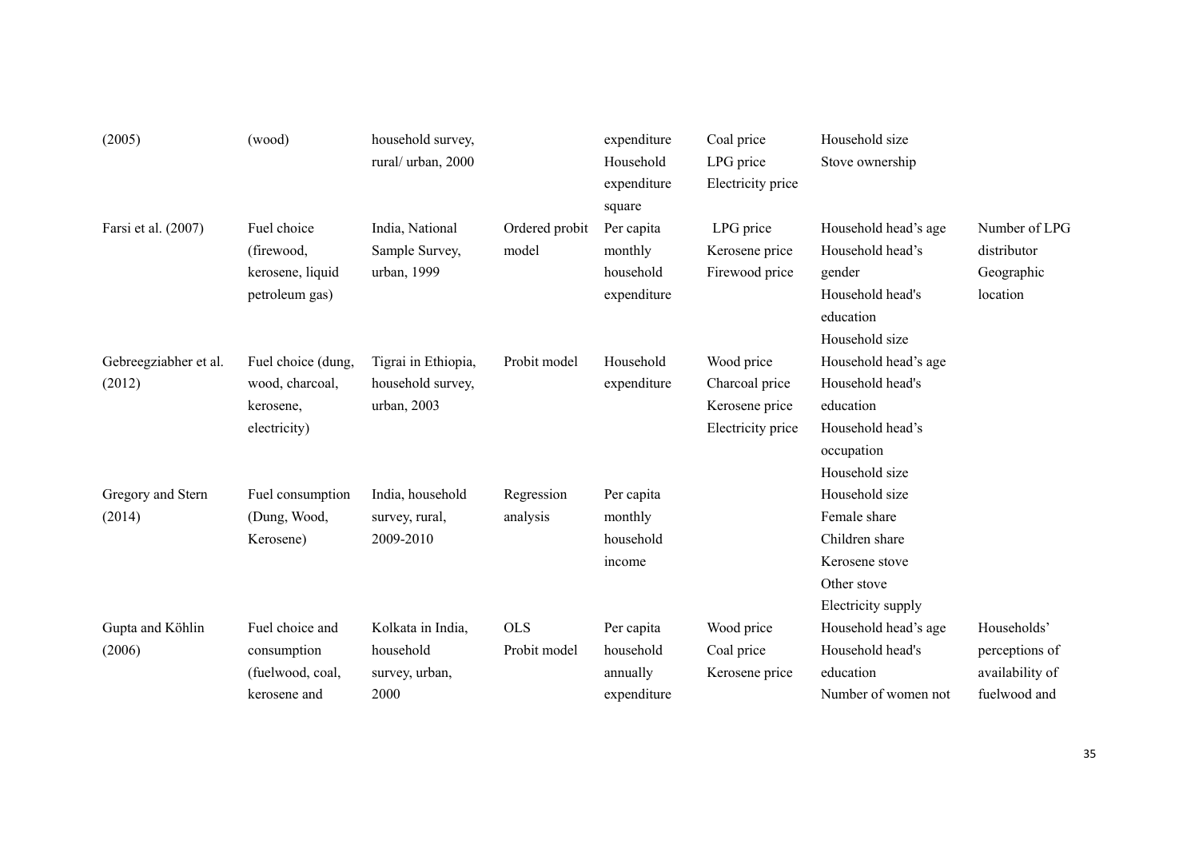| (2005) | (wood) | household survey, rural/ urban, 2000 | | expenditure Household expenditure square | Coal price LPG price Electricity price | Household size Stove ownership | |
|---|---|---|---|---|---|---|---|
| Farsi et al. (2007) | Fuel choice (firewood, kerosene, liquid petroleum gas) | India, National Sample Survey, urban, 1999 | Ordered probit model | Per capita monthly household expenditure | LPG price Kerosene price Firewood price | Household head's age Household head's gender Household head's education Household size | Number of LPG distributor Geographic location |
| Gebreegziabher et al. (2012) | Fuel choice (dung, wood, charcoal, kerosene, electricity) | Tigrai in Ethiopia, household survey, urban, 2003 | Probit model | Household expenditure | Wood price Charcoal price Kerosene price Electricity price | Household head's age Household head's education Household head's occupation Household size | |
| Gregory and Stern (2014) | Fuel consumption (Dung, Wood, Kerosene) | India, household survey, rural, 2009-2010 | Regression analysis | Per capita monthly household income | | Household size Female share Children share Kerosene stove Other stove Electricity supply | |
| Gupta and Köhlin (2006) | Fuel choice and consumption (fuelwood, coal, kerosene and | Kolkata in India, household survey, urban, 2000 | OLS Probit model | Per capita household annually expenditure | Wood price Coal price Kerosene price | Household head's age Household head's education Number of women not | Households' perceptions of availability of fuelwood and |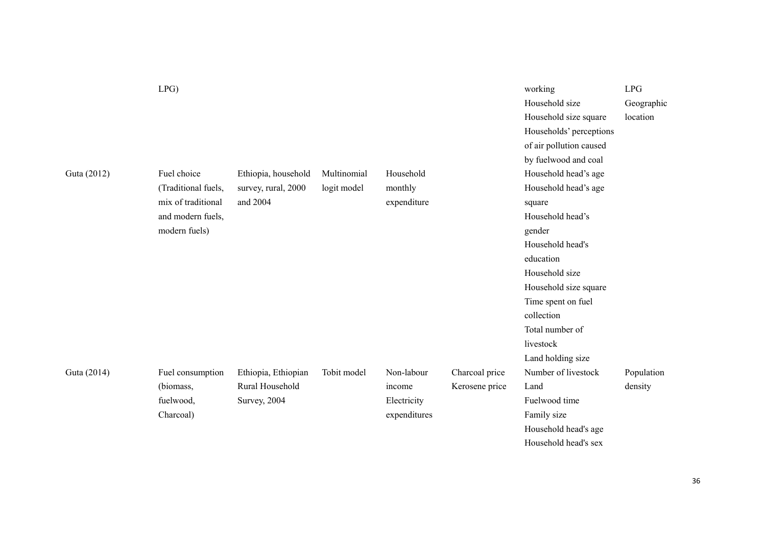|  |  |  |  |  |  |  |  |
|---|---|---|---|---|---|---|---|
|  | LPG) |  |  |  |  | working<br>Household size<br>Household size square<br>Households' perceptions of air pollution caused by fuelwood and coal | LPG<br>Geographic location |
| Guta (2012) | Fuel choice (Traditional fuels, mix of traditional and modern fuels, modern fuels) | Ethiopia, household survey, rural, 2000 and 2004 | Multinomial logit model | Household monthly expenditure |  | Household head's age<br>Household head's age square<br>Household head's gender<br>Household head's education<br>Household size<br>Household size square<br>Time spent on fuel collection<br>Total number of livestock<br>Land holding size |  |
| Guta (2014) | Fuel consumption (biomass, fuelwood, Charcoal) | Ethiopia, Ethiopian Rural Household Survey, 2004 | Tobit model | Non-labour income<br>Electricity expenditures | Charcoal price<br>Kerosene price | Number of livestock<br>Land<br>Fuelwood time<br>Family size<br>Household head's age<br>Household head's sex | Population density |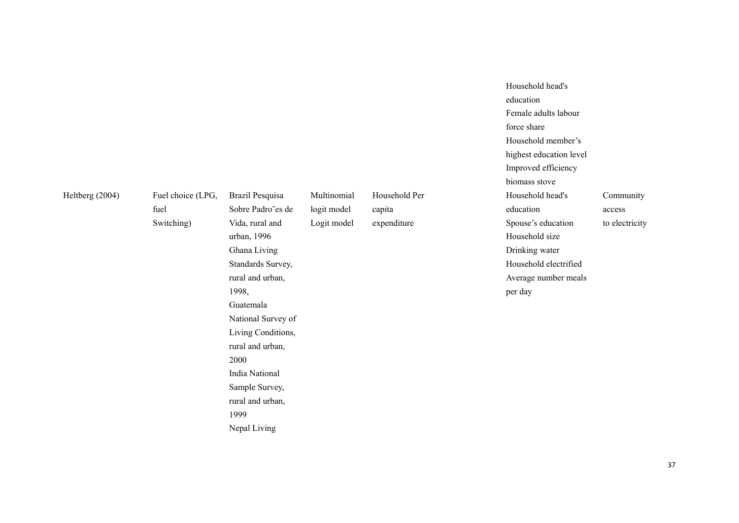| | | | | | | | |
|---|---|---|---|---|---|---|---|
| | | | | | | Household head's education<br>Female adults labour force share<br>Household member's highest education level<br>Improved efficiency biomass stove | |
| Heltberg (2004) | Fuel choice (LPG, fuel Switching) | Brazil Pesquisa Sobre Padro˜es de Vida, rural and urban, 1996<br>Ghana Living Standards Survey, rural and urban, 1998,<br>Guatemala National Survey of Living Conditions, rural and urban, 2000<br>India National Sample Survey, rural and urban, 1999<br>Nepal Living | Multinomial logit model<br>Logit model | Household Per capita expenditure | | Household head's education<br>Spouse's education<br>Household size<br>Drinking water<br>Household electrified<br>Average number meals per day | Community access to electricity |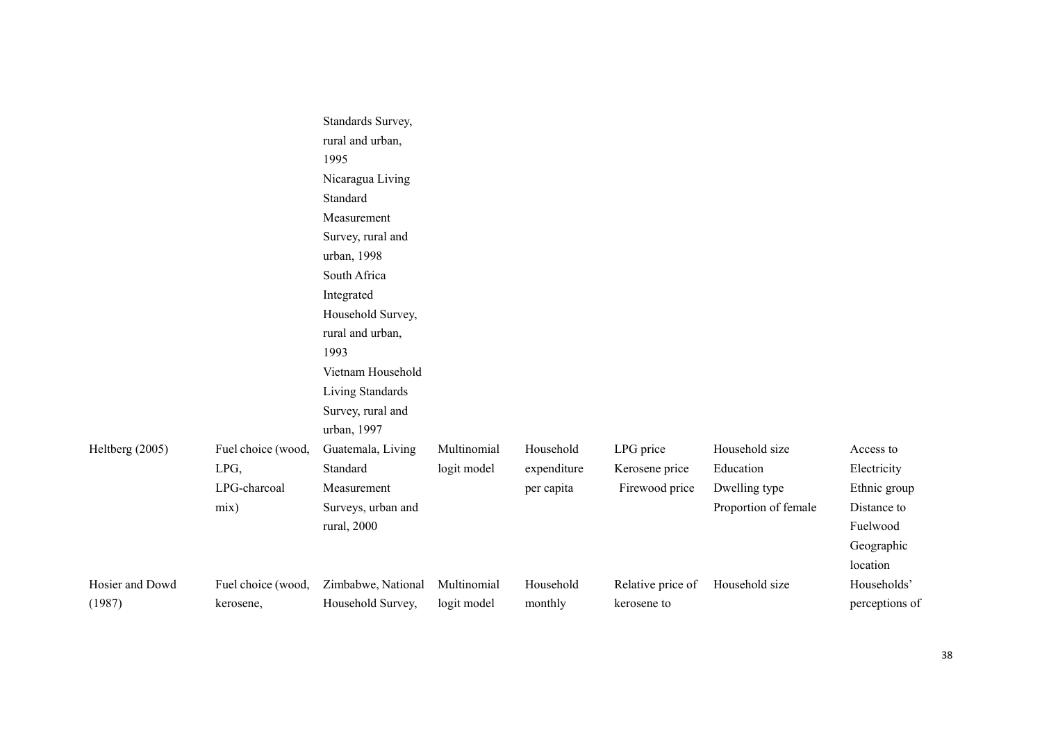| | | | | | | | |
|---|---|---|---|---|---|---|---|
| | | Standards Survey, rural and urban, 1995<br>Nicaragua Living Standard Measurement Survey, rural and urban, 1998<br>South Africa Integrated Household Survey, rural and urban, 1993<br>Vietnam Household Living Standards Survey, rural and urban, 1997 | | | | | |
| Heltberg (2005) | Fuel choice (wood, LPG, LPG-charcoal mix) | Guatemala, Living Standard Measurement Surveys, urban and rural, 2000 | Multinomial logit model | Household expenditure per capita | LPG price<br>Kerosene price<br>Firewood price | Household size<br>Education<br>Dwelling type<br>Proportion of female | Access to Electricity<br>Ethnic group<br>Distance to Fuelwood<br>Geographic location |
| Hosier and Dowd (1987) | Fuel choice (wood, kerosene, | Zimbabwe, National Household Survey, | Multinomial logit model | Household monthly | Relative price of kerosene to | Household size | Households' perceptions of |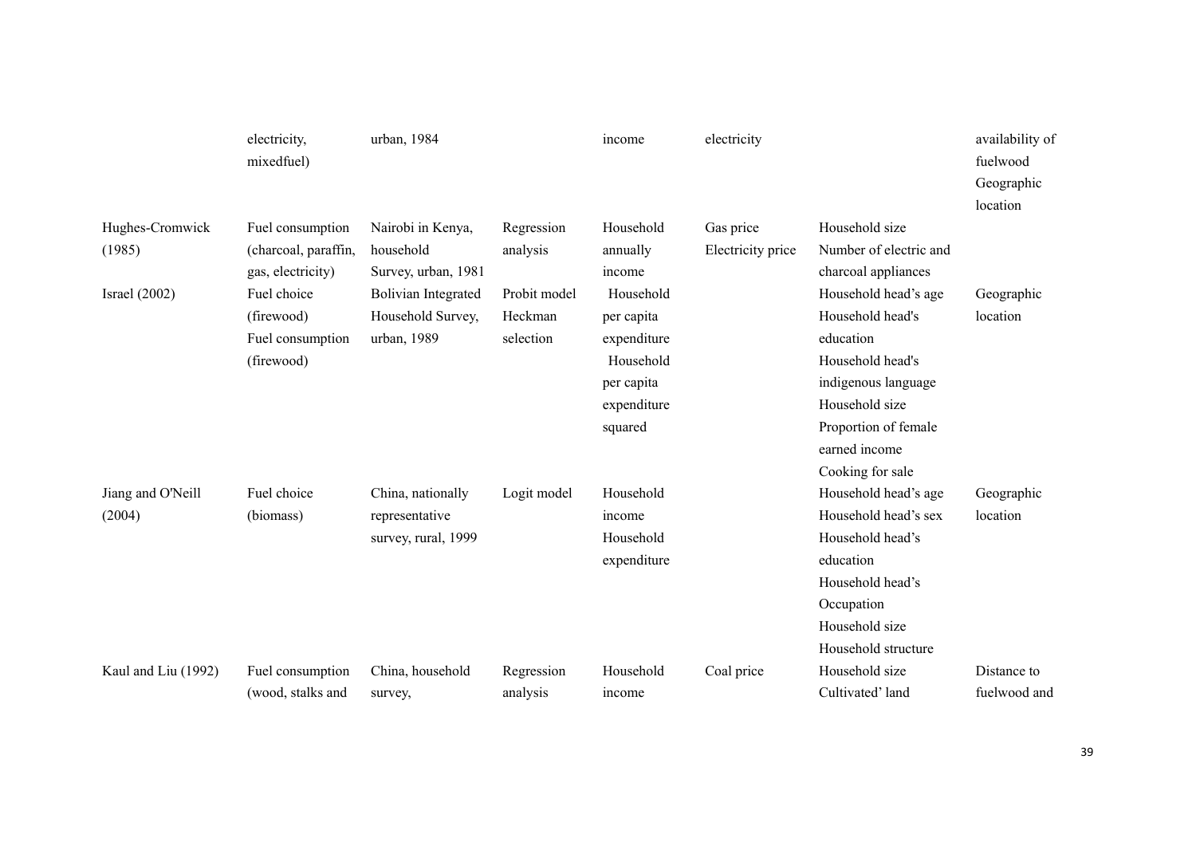| | | | | | | | |
|---|---|---|---|---|---|---|---|
| | electricity, mixedfuel) | urban, 1984 | | income | electricity | | availability of fuelwood Geographic location |
| Hughes-Cromwick (1985) | Fuel consumption (charcoal, paraffin, gas, electricity) | Nairobi in Kenya, household Survey, urban, 1981 | Regression analysis | Household annually income | Gas price Electricity price | Household size Number of electric and charcoal appliances | |
| Israel (2002) | Fuel choice (firewood) Fuel consumption (firewood) | Bolivian Integrated Household Survey, urban, 1989 | Probit model Heckman selection | Household per capita expenditure Household per capita expenditure squared | | Household head's age Household head's education Household head's indigenous language Household size Proportion of female earned income Cooking for sale | Geographic location |
| Jiang and O'Neill (2004) | Fuel choice (biomass) | China, nationally representative survey, rural, 1999 | Logit model | Household income Household expenditure | | Household head's age Household head's sex Household head's education Household head's Occupation Household size Household structure | Geographic location |
| Kaul and Liu (1992) | Fuel consumption (wood, stalks and | China, household survey, | Regression analysis | Household income | Coal price | Household size Cultivated' land | Distance to fuelwood and |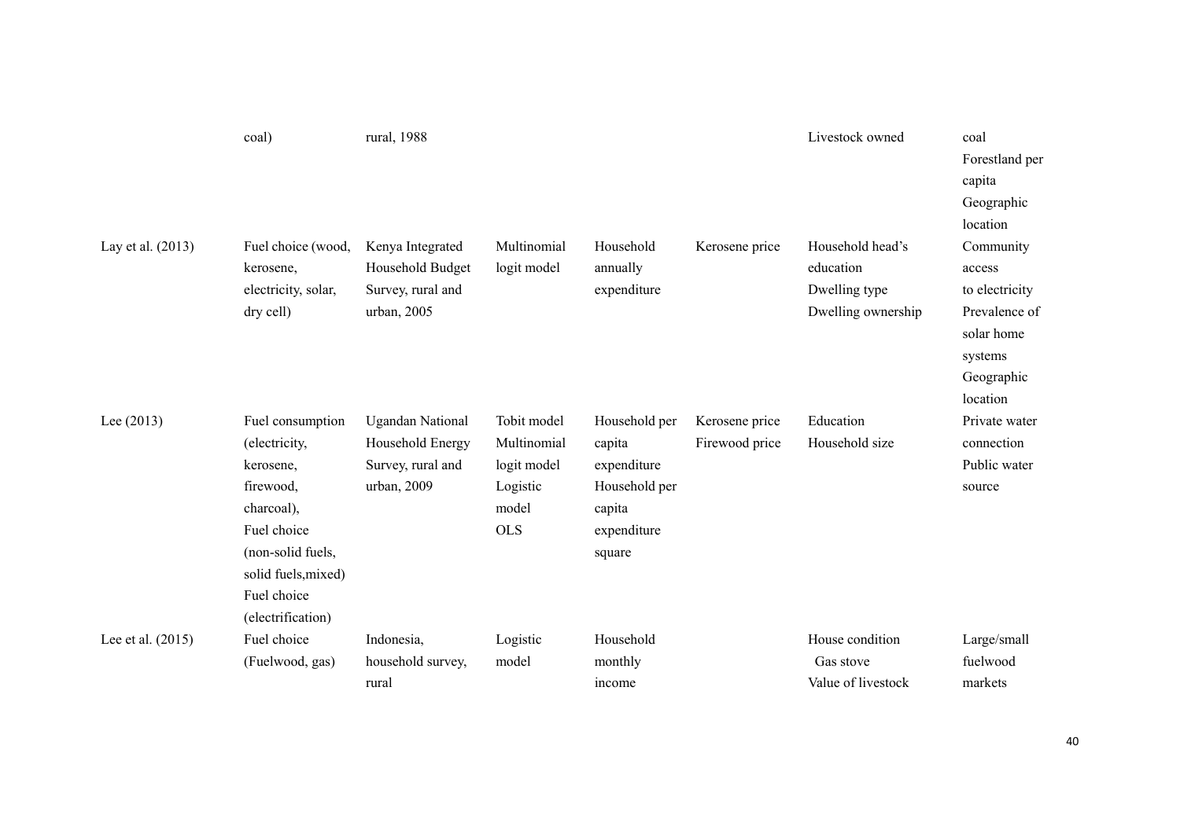|  |  |  |  |  |  |  |  |
|---|---|---|---|---|---|---|---|
|  | coal) | rural, 1988 |  |  |  | Livestock owned | coal<br>Forestland per capita<br>Geographic location |
| Lay et al. (2013) | Fuel choice (wood, kerosene, electricity, solar, dry cell) | Kenya Integrated Household Budget Survey, rural and urban, 2005 | Multinomial logit model | Household annually expenditure | Kerosene price | Household head's education<br>Dwelling type<br>Dwelling ownership | Community access to electricity<br>Prevalence of solar home systems<br>Geographic location |
| Lee (2013) | Fuel consumption (electricity, kerosene, firewood, charcoal),<br>Fuel choice (non-solid fuels, solid fuels,mixed)<br>Fuel choice (electrification) | Ugandan National Household Energy Survey, rural and urban, 2009 | Tobit model<br>Multinomial logit model<br>Logistic model<br>OLS | Household per capita expenditure<br>Household per capita expenditure square | Kerosene price<br>Firewood price | Education<br>Household size | Private water connection<br>Public water source |
| Lee et al. (2015) | Fuel choice (Fuelwood, gas) | Indonesia, household survey, rural | Logistic model | Household monthly income |  | House condition<br>Gas stove<br>Value of livestock | Large/small fuelwood markets |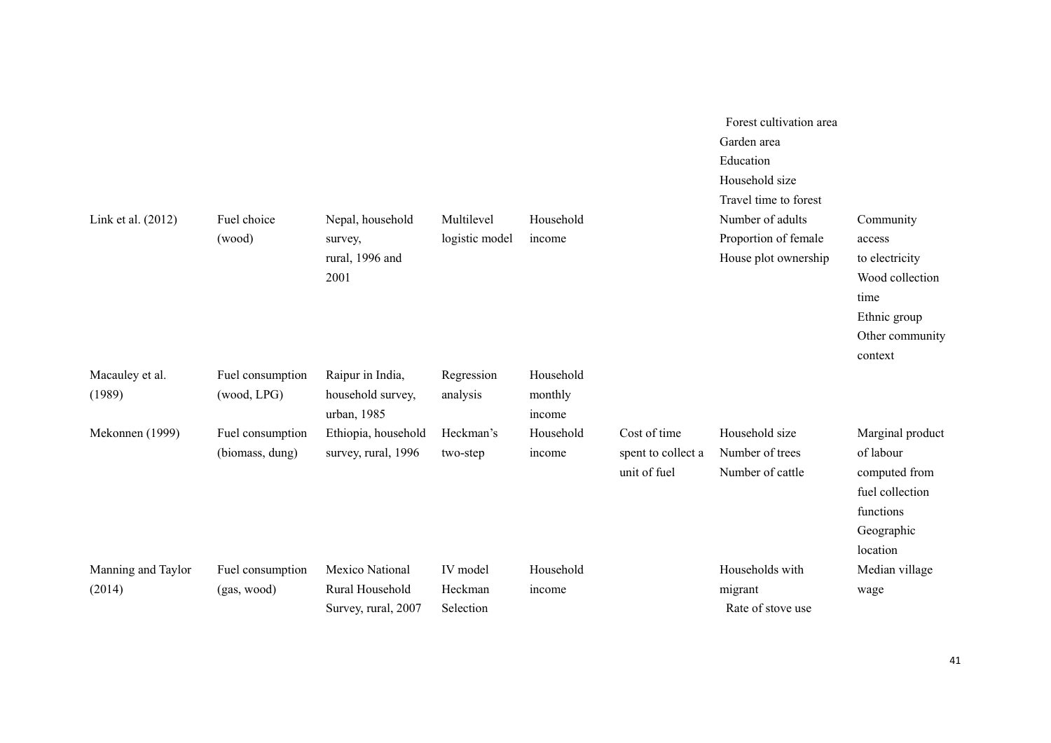| | | | | | | | |
|---|---|---|---|---|---|---|---|
| Link et al. (2012) | Fuel choice (wood) | Nepal, household survey, rural, 1996 and 2001 | Multilevel logistic model | Household income | | Forest cultivation area<br>Garden area<br>Education<br>Household size<br>Travel time to forest<br>Number of adults<br>Proportion of female<br>House plot ownership | Community access to electricity<br>Wood collection time<br>Ethnic group<br>Other community context |
| Macauley et al. (1989) | Fuel consumption (wood, LPG) | Raipur in India, household survey, urban, 1985 | Regression analysis | Household monthly income | | | |
| Mekonnen (1999) | Fuel consumption (biomass, dung) | Ethiopia, household survey, rural, 1996 | Heckman's two-step | Household income | Cost of time spent to collect a unit of fuel | Household size<br>Number of trees<br>Number of cattle | Marginal product of labour computed from fuel collection functions<br>Geographic location |
| Manning and Taylor (2014) | Fuel consumption (gas, wood) | Mexico National Rural Household Survey, rural, 2007 | IV model<br>Heckman Selection | Household income | | Households with migrant<br>Rate of stove use | Median village wage |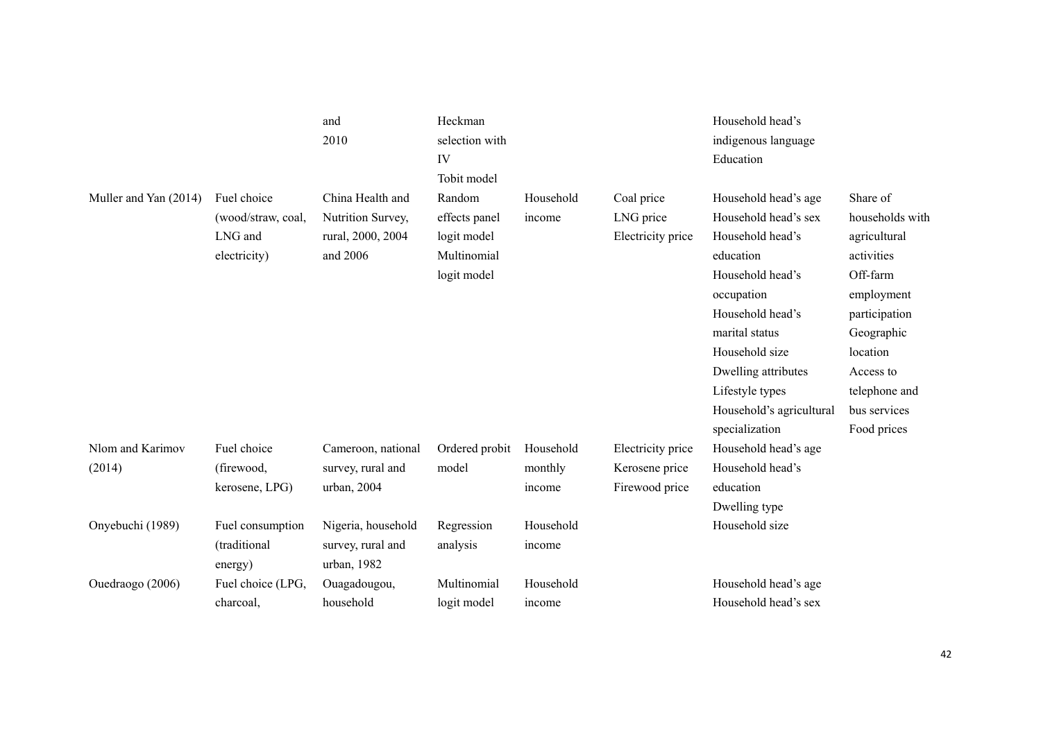|  |  | and 2010 | Heckman selection with IV Tobit model |  |  | Household head's indigenous language Education |  |
|---|---|---|---|---|---|---|---|
| Muller and Yan (2014) | Fuel choice (wood/straw, coal, LNG and electricity) | China Health and Nutrition Survey, rural, 2000, 2004 and 2006 | Random effects panel logit model Multinomial logit model | Household income | Coal price LNG price Electricity price | Household head's age Household head's sex Household head's education Household head's occupation Household head's marital status Household size Dwelling attributes Lifestyle types Household's agricultural specialization | Share of households with agricultural activities Off-farm employment participation Geographic location Access to telephone and bus services Food prices |
| Nlom and Karimov (2014) | Fuel choice (firewood, kerosene, LPG) | Cameroon, national survey, rural and urban, 2004 | Ordered probit model | Household monthly income | Electricity price Kerosene price Firewood price | Household head's age Household head's education Dwelling type |  |
| Onyebuchi (1989) | Fuel consumption (traditional energy) | Nigeria, household survey, rural and urban, 1982 | Regression analysis | Household income |  | Household size |  |
| Ouedraogo (2006) | Fuel choice (LPG, charcoal, | Ouagadougou, household | Multinomial logit model | Household income |  | Household head's age Household head's sex |  |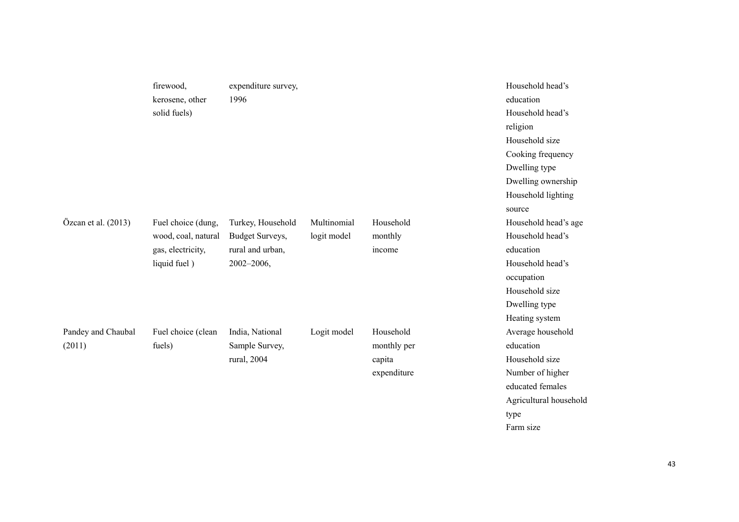| | | | | | | |
|---|---|---|---|---|---|---|
| | firewood, kerosene, other solid fuels) | expenditure survey, 1996 | | | | Household head's education<br>Household head's religion<br>Household size<br>Cooking frequency<br>Dwelling type<br>Dwelling ownership<br>Household lighting source |
| Özcan et al. (2013) | Fuel choice (dung, wood, coal, natural gas, electricity, liquid fuel ) | Turkey, Household Budget Surveys, rural and urban, 2002–2006, | Multinomial logit model | Household monthly income | | Household head's age<br>Household head's education<br>Household head's occupation<br>Household size<br>Dwelling type<br>Heating system |
| Pandey and Chaubal (2011) | Fuel choice (clean fuels) | India, National Sample Survey, rural, 2004 | Logit model | Household monthly per capita expenditure | | Average household education<br>Household size<br>Number of higher educated females<br>Agricultural household type<br>Farm size |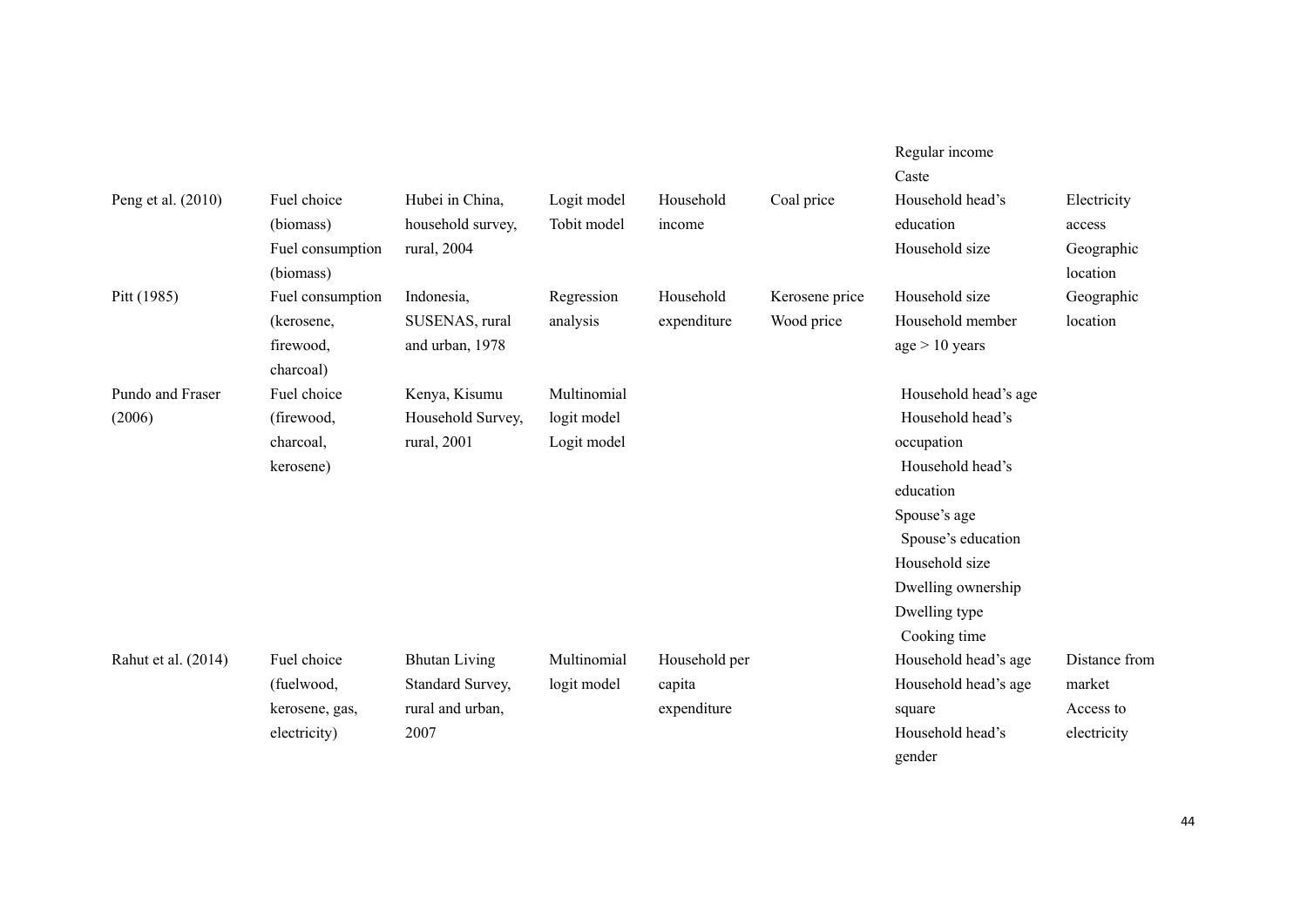| | | | | | | | |
|---|---|---|---|---|---|---|---|
| | | | | | | Regular income<br>Caste | |
| Peng et al. (2010) | Fuel choice (biomass)<br>Fuel consumption (biomass) | Hubei in China, household survey, rural, 2004 | Logit model<br>Tobit model | Household income | Coal price | Household head's education<br>Household size | Electricity access<br>Geographic location |
| Pitt (1985) | Fuel consumption (kerosene, firewood, charcoal) | Indonesia, SUSENAS, rural and urban, 1978 | Regression analysis | Household expenditure | Kerosene price<br>Wood price | Household size<br>Household member age > 10 years | Geographic location |
| Pundo and Fraser (2006) | Fuel choice (firewood, charcoal, kerosene) | Kenya, Kisumu Household Survey, rural, 2001 | Multinomial logit model<br>Logit model | | | Household head's age<br>Household head's occupation<br>Household head's education<br>Spouse's age<br>Spouse's education<br>Household size<br>Dwelling ownership<br>Dwelling type<br>Cooking time | |
| Rahut et al. (2014) | Fuel choice (fuelwood, kerosene, gas, electricity) | Bhutan Living Standard Survey, rural and urban, 2007 | Multinomial logit model | Household per capita expenditure | | Household head's age<br>Household head's age square<br>Household head's gender | Distance from market<br>Access to electricity |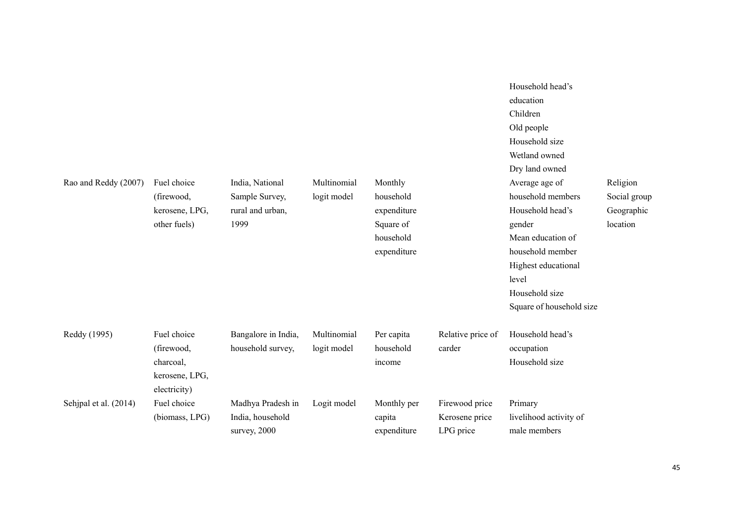| | | | | | | | |
|---|---|---|---|---|---|---|---|
| | | | | | | Household head's education<br>Children<br>Old people<br>Household size<br>Wetland owned<br>Dry land owned | |
| Rao and Reddy (2007) | Fuel choice (firewood, kerosene, LPG, other fuels) | India, National Sample Survey, rural and urban, 1999 | Multinomial logit model | Monthly household expenditure<br>Square of household expenditure | | Average age of household members<br>Household head's gender<br>Mean education of household member<br>Highest educational level<br>Household size<br>Square of household size | Religion<br>Social group<br>Geographic location |
| Reddy (1995) | Fuel choice (firewood, charcoal, kerosene, LPG, electricity) | Bangalore in India, household survey, | Multinomial logit model | Per capita household income | Relative price of carder | Household head's occupation<br>Household size | |
| Sehjpal et al. (2014) | Fuel choice (biomass, LPG) | Madhya Pradesh in India, household survey, 2000 | Logit model | Monthly per capita expenditure | Firewood price<br>Kerosene price<br>LPG price | Primary livelihood activity of male members | |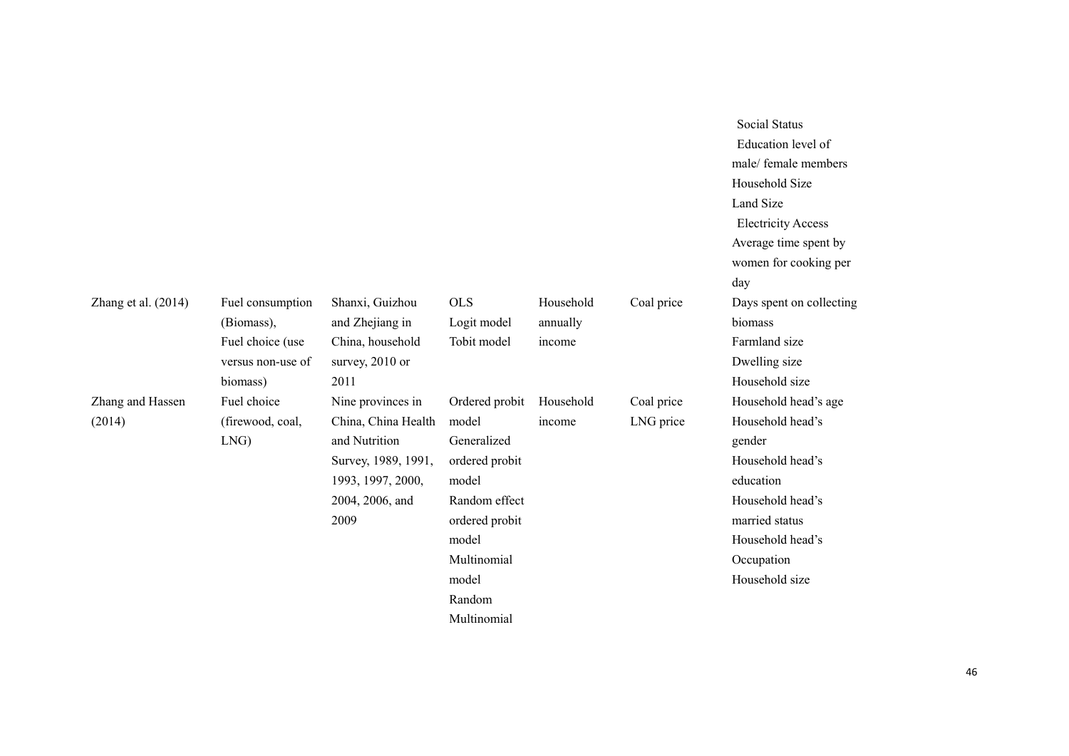| | | | | | | Social Status<br>Education level of male/ female members<br>Household Size<br>Land Size<br>Electricity Access<br>Average time spent by women for cooking per day |
|---|---|---|---|---|---|---|
| Zhang et al. (2014) | Fuel consumption (Biomass),<br>Fuel choice (use versus non-use of biomass) | Shanxi, Guizhou and Zhejiang in China, household survey, 2010 or 2011 | OLS<br>Logit model<br>Tobit model | Household annually income | Coal price | Days spent on collecting biomass<br>Farmland size<br>Dwelling size<br>Household size |
| Zhang and Hassen (2014) | Fuel choice (firewood, coal, LNG) | Nine provinces in China, China Health and Nutrition Survey, 1989, 1991, 1993, 1997, 2000, 2004, 2006, and 2009 | Ordered probit model<br>Generalized ordered probit model<br>Random effect ordered probit model<br>Multinomial model<br>Random Multinomial | Household income | Coal price<br>LNG price | Household head's age<br>Household head's gender<br>Household head's education<br>Household head's married status<br>Household head's Occupation<br>Household size |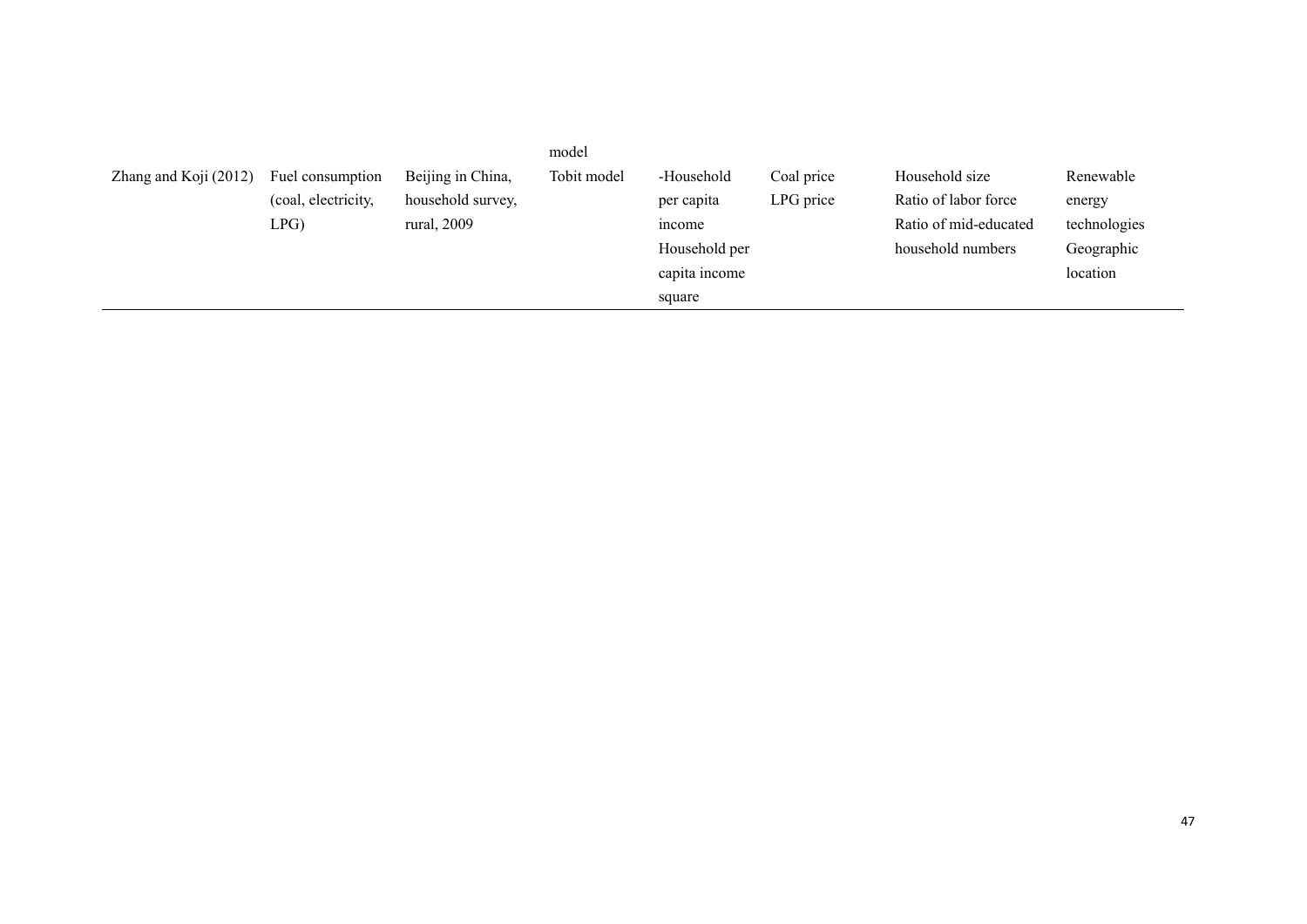| | | | model | | | | |
|---|---|---|---|---|---|---|---|
| Zhang and Koji (2012) | Fuel consumption (coal, electricity, LPG) | Beijing in China, household survey, rural, 2009 | Tobit model | -Household per capita income Household per capita income square | Coal price LPG price | Household size Ratio of labor force Ratio of mid-educated household numbers | Renewable energy technologies Geographic location |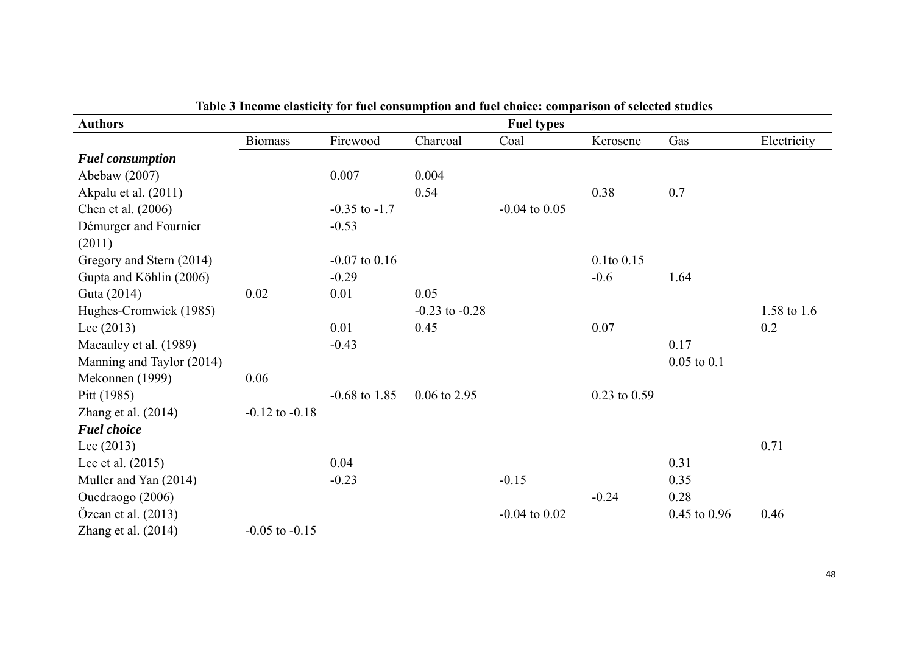**Table 3 Income elasticity for fuel consumption and fuel choice: comparison of selected studies**

| Authors | Fuel types | | | | | | |
|---|---|---|---|---|---|---|---|
| | Biomass | Firewood | Charcoal | Coal | Kerosene | Gas | Electricity |
| ***Fuel consumption*** | | | | | | | |
| Abebaw (2007) | | 0.007 | 0.004 | | | | |
| Akpalu et al. (2011) | | | 0.54 | | 0.38 | 0.7 | |
| Chen et al. (2006) | | -0.35 to -1.7 | | -0.04 to 0.05 | | | |
| Démurger and Fournier (2011) | | -0.53 | | | | | |
| Gregory and Stern (2014) | | -0.07 to 0.16 | | | 0.1to 0.15 | | |
| Gupta and Köhlin (2006) | | -0.29 | | | -0.6 | 1.64 | |
| Guta (2014) | 0.02 | 0.01 | 0.05 | | | | |
| Hughes-Cromwick (1985) | | | -0.23 to -0.28 | | | | 1.58 to 1.6 |
| Lee (2013) | | 0.01 | 0.45 | | 0.07 | | 0.2 |
| Macauley et al. (1989) | | -0.43 | | | | 0.17 | |
| Manning and Taylor (2014) | | | | | | 0.05 to 0.1 | |
| Mekonnen (1999) | 0.06 | | | | | | |
| Pitt (1985) | | -0.68 to 1.85 | 0.06 to 2.95 | | 0.23 to 0.59 | | |
| Zhang et al. (2014) | -0.12 to -0.18 | | | | | | |
| ***Fuel choice*** | | | | | | | |
| Lee (2013) | | | | | | | 0.71 |
| Lee et al. (2015) | | 0.04 | | | | 0.31 | |
| Muller and Yan (2014) | | -0.23 | | -0.15 | | 0.35 | |
| Ouedraogo (2006) | | | | | -0.24 | 0.28 | |
| Özcan et al. (2013) | | | | -0.04 to 0.02 | | 0.45 to 0.96 | 0.46 |
| Zhang et al. (2014) | -0.05 to -0.15 | | | | | | |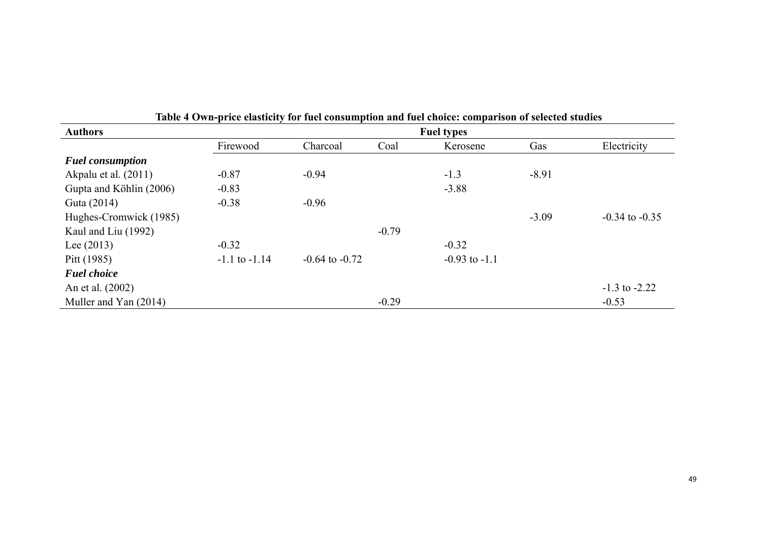**Table 4 Own-price elasticity for fuel consumption and fuel choice: comparison of selected studies**

| Authors | Fuel types | | | | | |
|---|---|---|---|---|---|---|
| | Firewood | Charcoal | Coal | Kerosene | Gas | Electricity |
| ***Fuel consumption*** | | | | | | |
| Akpalu et al. (2011) | -0.87 | -0.94 | | -1.3 | -8.91 | |
| Gupta and Köhlin (2006) | -0.83 | | | -3.88 | | |
| Guta (2014) | -0.38 | -0.96 | | | | |
| Hughes-Cromwick (1985) | | | | | -3.09 | -0.34 to -0.35 |
| Kaul and Liu (1992) | | | -0.79 | | | |
| Lee (2013) | -0.32 | | | -0.32 | | |
| Pitt (1985) | -1.1 to -1.14 | -0.64 to -0.72 | | -0.93 to -1.1 | | |
| ***Fuel choice*** | | | | | | |
| An et al. (2002) | | | | | | -1.3 to -2.22 |
| Muller and Yan (2014) | | | -0.29 | | | -0.53 |